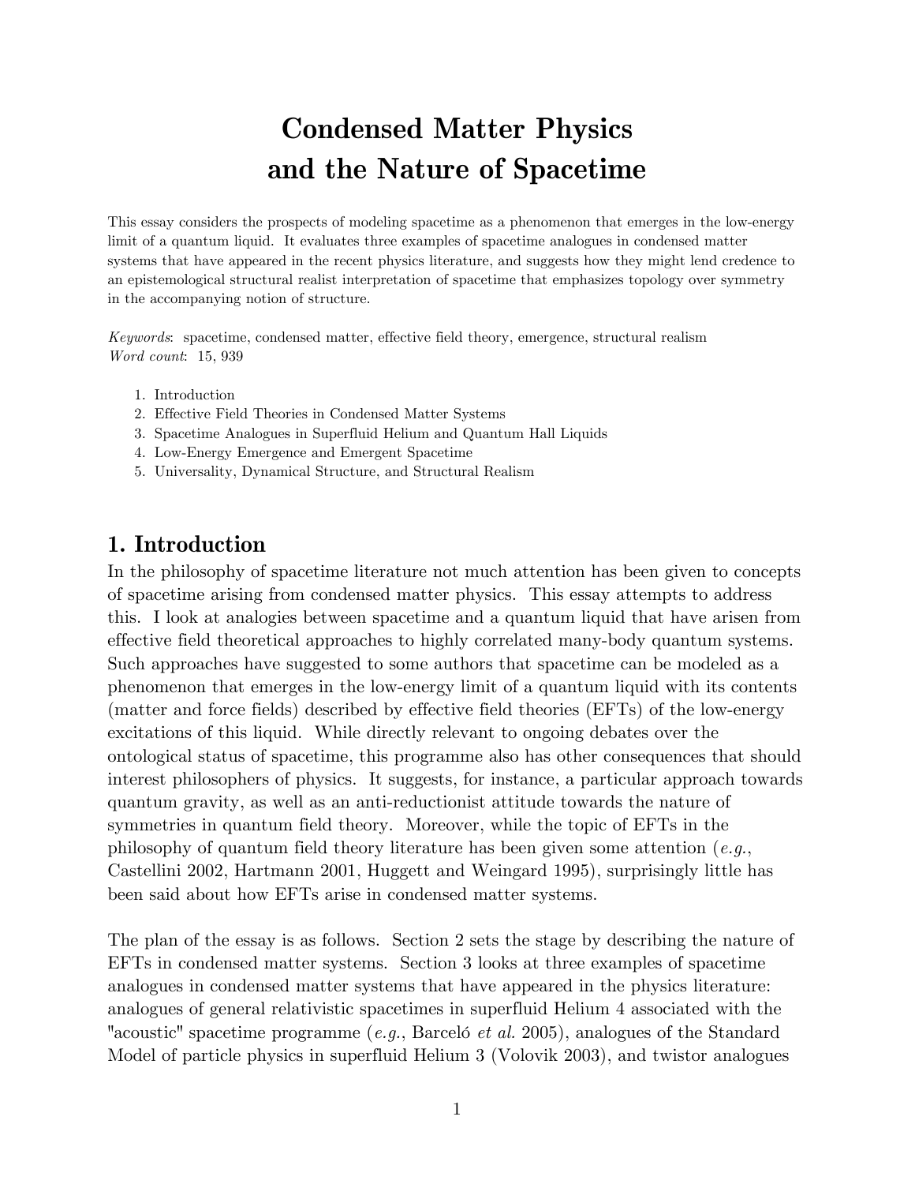# Condensed Matter Physics and the Nature of Spacetime

This essay considers the prospects of modeling spacetime as a phenomenon that emerges in the low-energy limit of a quantum liquid. It evaluates three examples of spacetime analogues in condensed matter systems that have appeared in the recent physics literature, and suggests how they might lend credence to an epistemological structural realist interpretation of spacetime that emphasizes topology over symmetry in the accompanying notion of structure.

*Keywords*: spacetime, condensed matter, effective field theory, emergence, structural realism
*Word count*: 15, 939

1. Introduction
2. Effective Field Theories in Condensed Matter Systems
3. Spacetime Analogues in Superfluid Helium and Quantum Hall Liquids
4. Low-Energy Emergence and Emergent Spacetime
5. Universality, Dynamical Structure, and Structural Realism

## 1. Introduction

In the philosophy of spacetime literature not much attention has been given to concepts of spacetime arising from condensed matter physics. This essay attempts to address this. I look at analogies between spacetime and a quantum liquid that have arisen from effective field theoretical approaches to highly correlated many-body quantum systems. Such approaches have suggested to some authors that spacetime can be modeled as a phenomenon that emerges in the low-energy limit of a quantum liquid with its contents (matter and force fields) described by effective field theories (EFTs) of the low-energy excitations of this liquid. While directly relevant to ongoing debates over the ontological status of spacetime, this programme also has other consequences that should interest philosophers of physics. It suggests, for instance, a particular approach towards quantum gravity, as well as an anti-reductionist attitude towards the nature of symmetries in quantum field theory. Moreover, while the topic of EFTs in the philosophy of quantum field theory literature has been given some attention (*e.g.*, Castellini 2002, Hartmann 2001, Huggett and Weingard 1995), surprisingly little has been said about how EFTs arise in condensed matter systems.

The plan of the essay is as follows. Section 2 sets the stage by describing the nature of EFTs in condensed matter systems. Section 3 looks at three examples of spacetime analogues in condensed matter systems that have appeared in the physics literature: analogues of general relativistic spacetimes in superfluid Helium 4 associated with the "acoustic" spacetime programme (*e.g.*, Barceló *et al.* 2005), analogues of the Standard Model of particle physics in superfluid Helium 3 (Volovik 2003), and twistor analogues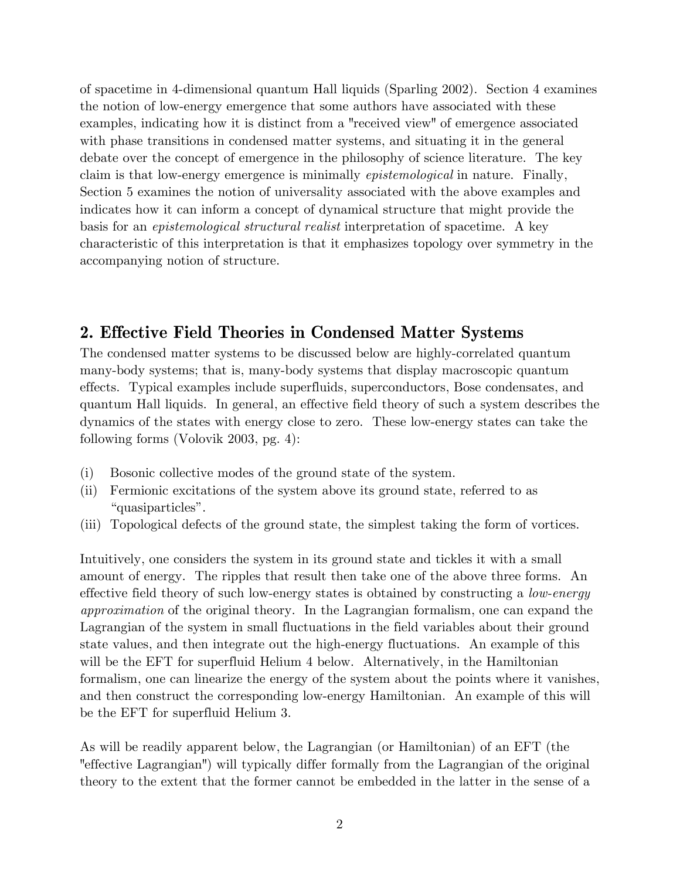of spacetime in 4-dimensional quantum Hall liquids (Sparling 2002). Section 4 examines the notion of low-energy emergence that some authors have associated with these examples, indicating how it is distinct from a "received view" of emergence associated with phase transitions in condensed matter systems, and situating it in the general debate over the concept of emergence in the philosophy of science literature. The key claim is that low-energy emergence is minimally *epistemological* in nature. Finally, Section 5 examines the notion of universality associated with the above examples and indicates how it can inform a concept of dynamical structure that might provide the basis for an *epistemological structural realist* interpretation of spacetime. A key characteristic of this interpretation is that it emphasizes topology over symmetry in the accompanying notion of structure.

## 2. Effective Field Theories in Condensed Matter Systems

The condensed matter systems to be discussed below are highly-correlated quantum many-body systems; that is, many-body systems that display macroscopic quantum effects. Typical examples include superfluids, superconductors, Bose condensates, and quantum Hall liquids. In general, an effective field theory of such a system describes the dynamics of the states with energy close to zero. These low-energy states can take the following forms (Volovik 2003, pg. 4):

(i) Bosonic collective modes of the ground state of the system.
(ii) Fermionic excitations of the system above its ground state, referred to as "quasiparticles".
(iii) Topological defects of the ground state, the simplest taking the form of vortices.

Intuitively, one considers the system in its ground state and tickles it with a small amount of energy. The ripples that result then take one of the above three forms. An effective field theory of such low-energy states is obtained by constructing a *low-energy approximation* of the original theory. In the Lagrangian formalism, one can expand the Lagrangian of the system in small fluctuations in the field variables about their ground state values, and then integrate out the high-energy fluctuations. An example of this will be the EFT for superfluid Helium 4 below. Alternatively, in the Hamiltonian formalism, one can linearize the energy of the system about the points where it vanishes, and then construct the corresponding low-energy Hamiltonian. An example of this will be the EFT for superfluid Helium 3.

As will be readily apparent below, the Lagrangian (or Hamiltonian) of an EFT (the "effective Lagrangian") will typically differ formally from the Lagrangian of the original theory to the extent that the former cannot be embedded in the latter in the sense of a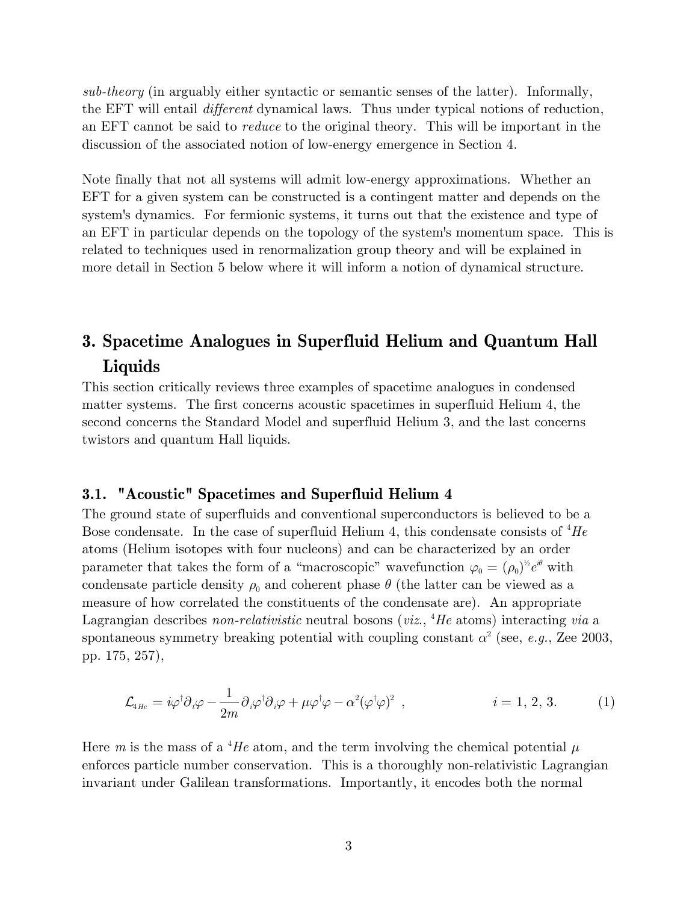*sub-theory* (in arguably either syntactic or semantic senses of the latter). Informally, the EFT will entail *different* dynamical laws. Thus under typical notions of reduction, an EFT cannot be said to *reduce* to the original theory. This will be important in the discussion of the associated notion of low-energy emergence in Section 4.

Note finally that not all systems will admit low-energy approximations. Whether an EFT for a given system can be constructed is a contingent matter and depends on the system's dynamics. For fermionic systems, it turns out that the existence and type of an EFT in particular depends on the topology of the system's momentum space. This is related to techniques used in renormalization group theory and will be explained in more detail in Section 5 below where it will inform a notion of dynamical structure.

## 3. Spacetime Analogues in Superfluid Helium and Quantum Hall Liquids

This section critically reviews three examples of spacetime analogues in condensed matter systems. The first concerns acoustic spacetimes in superfluid Helium 4, the second concerns the Standard Model and superfluid Helium 3, and the last concerns twistors and quantum Hall liquids.

### 3.1. "Acoustic" Spacetimes and Superfluid Helium 4

The ground state of superfluids and conventional superconductors is believed to be a Bose condensate. In the case of superfluid Helium 4, this condensate consists of $^4He$ atoms (Helium isotopes with four nucleons) and can be characterized by an order parameter that takes the form of a "macroscopic" wavefunction $\varphi_0 = (\rho_0)^{1/2} e^{i\theta}$ with condensate particle density $\rho_0$ and coherent phase $\theta$ (the latter can be viewed as a measure of how correlated the constituents of the condensate are). An appropriate Lagrangian describes *non-relativistic* neutral bosons (*viz.*, $^4He$ atoms) interacting *via* a spontaneous symmetry breaking potential with coupling constant $\alpha^2$ (see, *e.g.*, Zee 2003, pp. 175, 257),

$$\mathcal{L}_{4He} = i\varphi^{\dagger}\partial_t\varphi - \frac{1}{2m}\partial_i\varphi^{\dagger}\partial_i\varphi + \mu\varphi^{\dagger}\varphi - \alpha^2(\varphi^{\dagger}\varphi)^2 \ , \qquad i = 1, 2, 3. \tag{1}$$

Here $m$ is the mass of a $^4He$ atom, and the term involving the chemical potential $\mu$ enforces particle number conservation. This is a thoroughly non-relativistic Lagrangian invariant under Galilean transformations. Importantly, it encodes both the normal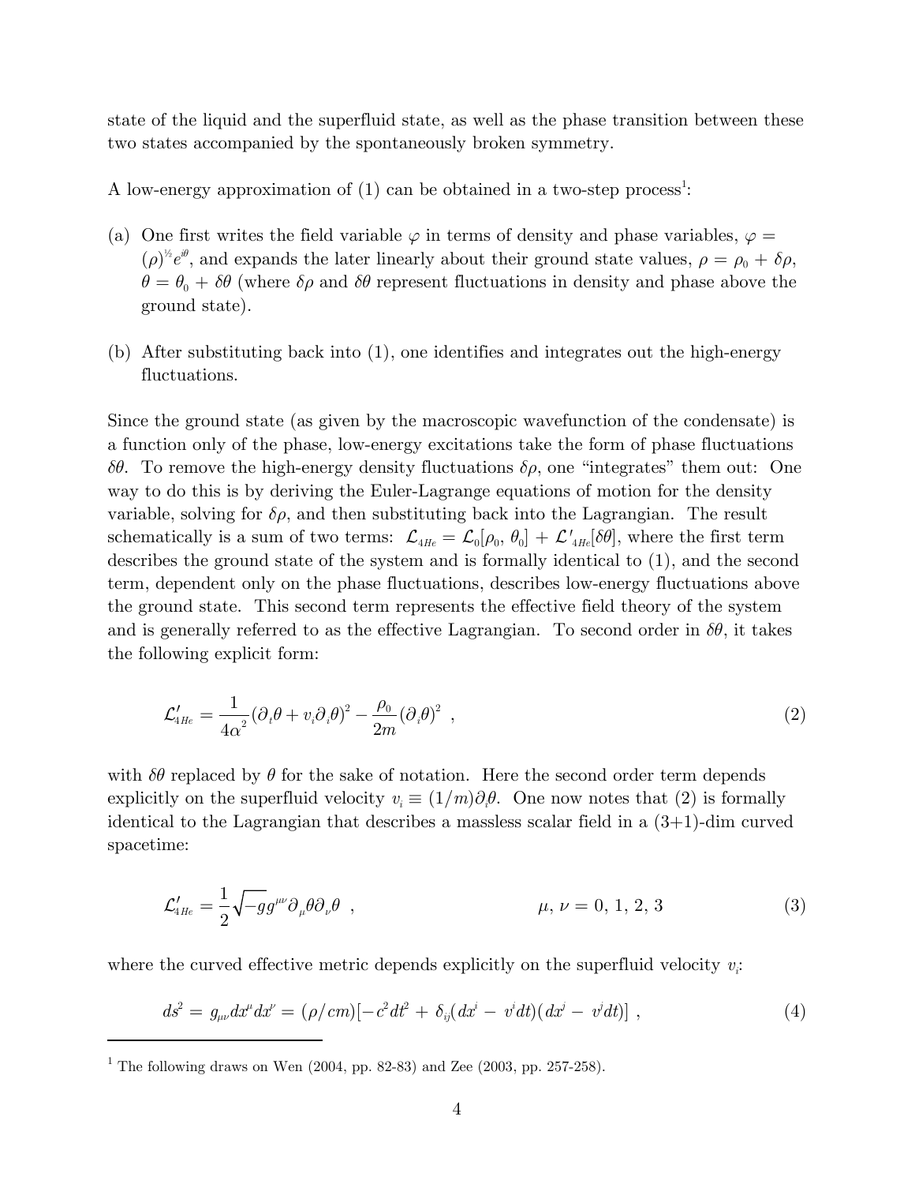state of the liquid and the superfluid state, as well as the phase transition between these two states accompanied by the spontaneously broken symmetry.

A low-energy approximation of (1) can be obtained in a two-step process[1]:

(a) One first writes the field variable $\varphi$ in terms of density and phase variables, $\varphi = (\rho)^{1/2} e^{i\theta}$, and expands the later linearly about their ground state values, $\rho = \rho_0 + \delta\rho$, $\theta = \theta_0 + \delta\theta$ (where $\delta\rho$ and $\delta\theta$ represent fluctuations in density and phase above the ground state).

(b) After substituting back into (1), one identifies and integrates out the high-energy fluctuations.

Since the ground state (as given by the macroscopic wavefunction of the condensate) is a function only of the phase, low-energy excitations take the form of phase fluctuations $\delta\theta$. To remove the high-energy density fluctuations $\delta\rho$, one "integrates" them out: One way to do this is by deriving the Euler-Lagrange equations of motion for the density variable, solving for $\delta\rho$, and then substituting back into the Lagrangian. The result schematically is a sum of two terms: $\mathcal{L}_{4He} = \mathcal{L}_0[\rho_0, \theta_0] + \mathcal{L}'_{4He}[\delta\theta]$, where the first term describes the ground state of the system and is formally identical to (1), and the second term, dependent only on the phase fluctuations, describes low-energy fluctuations above the ground state. This second term represents the effective field theory of the system and is generally referred to as the effective Lagrangian. To second order in $\delta\theta$, it takes the following explicit form:

$$\mathcal{L}'_{4He} = \frac{1}{4\alpha^2}(\partial_t\theta + v_i\partial_i\theta)^2 - \frac{\rho_0}{2m}(\partial_i\theta)^2 \ , \tag{2}$$

with $\delta\theta$ replaced by $\theta$ for the sake of notation. Here the second order term depends explicitly on the superfluid velocity $v_i \equiv (1/m)\partial_i\theta$. One now notes that (2) is formally identical to the Lagrangian that describes a massless scalar field in a (3+1)-dim curved spacetime:

$$\mathcal{L}'_{4He} = \frac{1}{2}\sqrt{-g}g^{\mu\nu}\partial_\mu\theta\partial_\nu\theta \ , \qquad \mu, \nu = 0, 1, 2, 3 \tag{3}$$

where the curved effective metric depends explicitly on the superfluid velocity $v_i$:

$$ds^2 = g_{\mu\nu}dx^\mu dx^\nu = (\rho/cm)[-c^2dt^2 + \delta_{ij}(dx^i - v^i dt)(dx^j - v^j dt)] \ , \tag{4}$$

[1] The following draws on Wen (2004, pp. 82-83) and Zee (2003, pp. 257-258).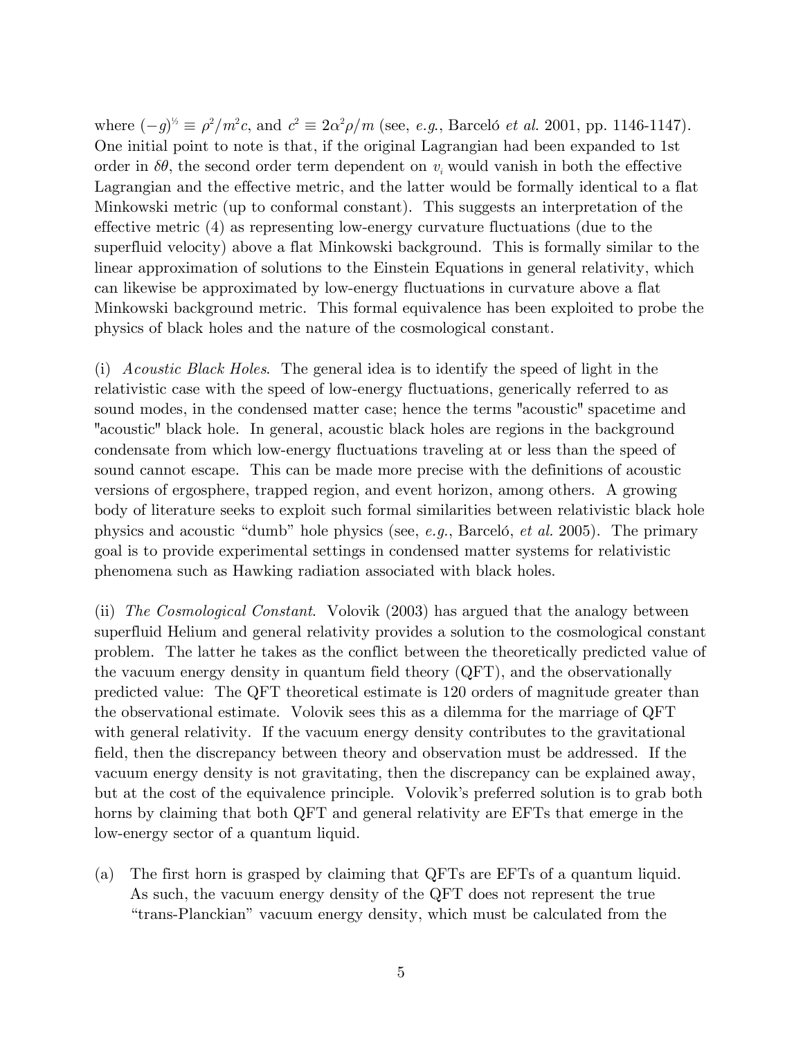where $(-g)^{1/2} \equiv \rho^2/m^2c$, and $c^2 \equiv 2\alpha^2\rho/m$ (see, *e.g.*, Barceló *et al.* 2001, pp. 1146-1147). One initial point to note is that, if the original Lagrangian had been expanded to 1st order in $\delta\theta$, the second order term dependent on $v_i$ would vanish in both the effective Lagrangian and the effective metric, and the latter would be formally identical to a flat Minkowski metric (up to conformal constant). This suggests an interpretation of the effective metric (4) as representing low-energy curvature fluctuations (due to the superfluid velocity) above a flat Minkowski background. This is formally similar to the linear approximation of solutions to the Einstein Equations in general relativity, which can likewise be approximated by low-energy fluctuations in curvature above a flat Minkowski background metric. This formal equivalence has been exploited to probe the physics of black holes and the nature of the cosmological constant.

(i) *Acoustic Black Holes*. The general idea is to identify the speed of light in the relativistic case with the speed of low-energy fluctuations, generically referred to as sound modes, in the condensed matter case; hence the terms "acoustic" spacetime and "acoustic" black hole. In general, acoustic black holes are regions in the background condensate from which low-energy fluctuations traveling at or less than the speed of sound cannot escape. This can be made more precise with the definitions of acoustic versions of ergosphere, trapped region, and event horizon, among others. A growing body of literature seeks to exploit such formal similarities between relativistic black hole physics and acoustic "dumb" hole physics (see, *e.g.*, Barceló, *et al.* 2005). The primary goal is to provide experimental settings in condensed matter systems for relativistic phenomena such as Hawking radiation associated with black holes.

(ii) *The Cosmological Constant*. Volovik (2003) has argued that the analogy between superfluid Helium and general relativity provides a solution to the cosmological constant problem. The latter he takes as the conflict between the theoretically predicted value of the vacuum energy density in quantum field theory (QFT), and the observationally predicted value: The QFT theoretical estimate is 120 orders of magnitude greater than the observational estimate. Volovik sees this as a dilemma for the marriage of QFT with general relativity. If the vacuum energy density contributes to the gravitational field, then the discrepancy between theory and observation must be addressed. If the vacuum energy density is not gravitating, then the discrepancy can be explained away, but at the cost of the equivalence principle. Volovik's preferred solution is to grab both horns by claiming that both QFT and general relativity are EFTs that emerge in the low-energy sector of a quantum liquid.

(a) The first horn is grasped by claiming that QFTs are EFTs of a quantum liquid. As such, the vacuum energy density of the QFT does not represent the true "trans-Planckian" vacuum energy density, which must be calculated from the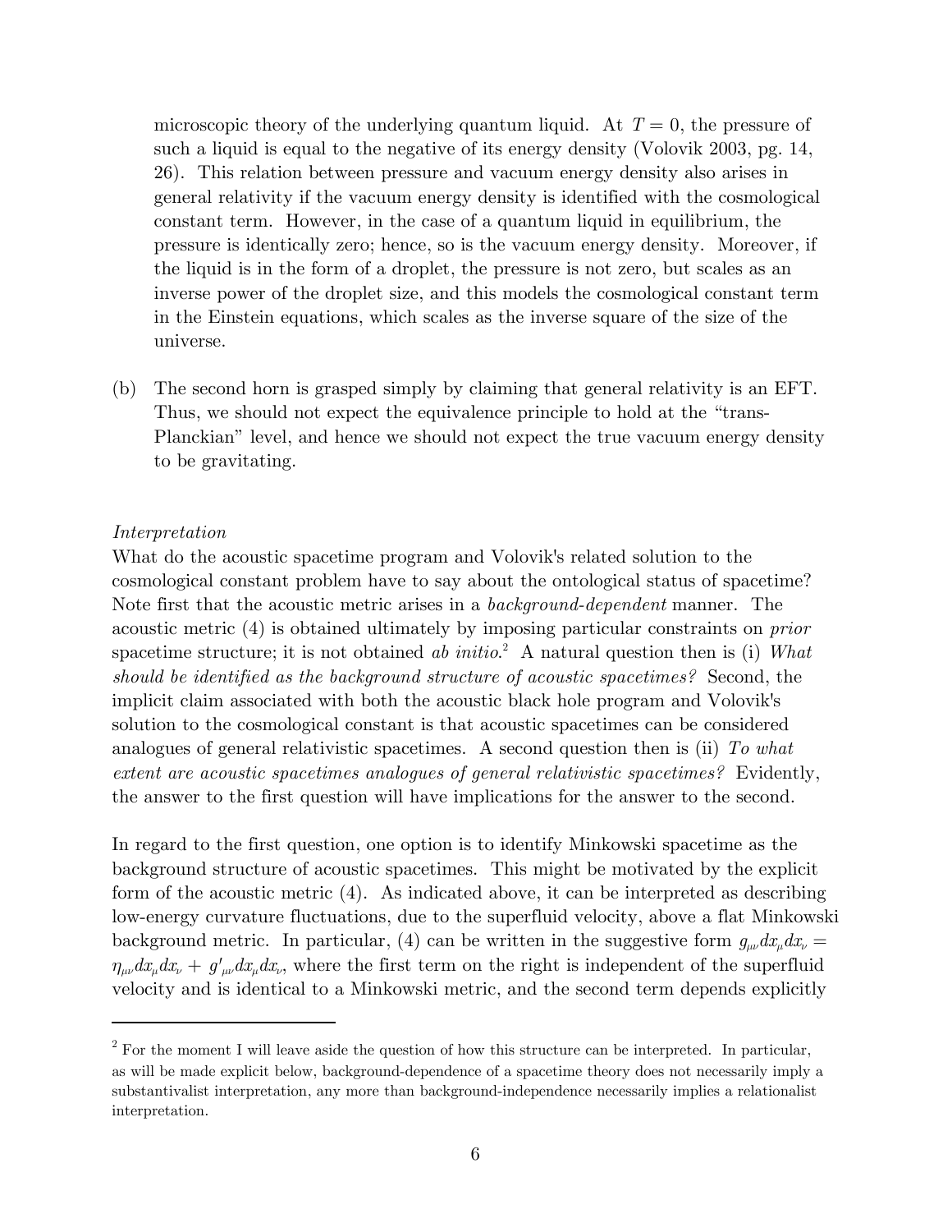microscopic theory of the underlying quantum liquid. At $T = 0$, the pressure of such a liquid is equal to the negative of its energy density (Volovik 2003, pg. 14, 26). This relation between pressure and vacuum energy density also arises in general relativity if the vacuum energy density is identified with the cosmological constant term. However, in the case of a quantum liquid in equilibrium, the pressure is identically zero; hence, so is the vacuum energy density. Moreover, if the liquid is in the form of a droplet, the pressure is not zero, but scales as an inverse power of the droplet size, and this models the cosmological constant term in the Einstein equations, which scales as the inverse square of the size of the universe.

(b) The second horn is grasped simply by claiming that general relativity is an EFT. Thus, we should not expect the equivalence principle to hold at the "trans-Planckian" level, and hence we should not expect the true vacuum energy density to be gravitating.

*Interpretation*

What do the acoustic spacetime program and Volovik's related solution to the cosmological constant problem have to say about the ontological status of spacetime? Note first that the acoustic metric arises in a *background-dependent* manner. The acoustic metric (4) is obtained ultimately by imposing particular constraints on *prior* spacetime structure; it is not obtained *ab initio*.[2] A natural question then is (i) *What should be identified as the background structure of acoustic spacetimes?* Second, the implicit claim associated with both the acoustic black hole program and Volovik's solution to the cosmological constant is that acoustic spacetimes can be considered analogues of general relativistic spacetimes. A second question then is (ii) *To what extent are acoustic spacetimes analogues of general relativistic spacetimes?* Evidently, the answer to the first question will have implications for the answer to the second.

In regard to the first question, one option is to identify Minkowski spacetime as the background structure of acoustic spacetimes. This might be motivated by the explicit form of the acoustic metric (4). As indicated above, it can be interpreted as describing low-energy curvature fluctuations, due to the superfluid velocity, above a flat Minkowski background metric. In particular, (4) can be written in the suggestive form $g_{\mu\nu}dx_\mu dx_\nu = \eta_{\mu\nu}dx_\mu dx_\nu + g'_{\mu\nu}dx_\mu dx_\nu$, where the first term on the right is independent of the superfluid velocity and is identical to a Minkowski metric, and the second term depends explicitly

[2] For the moment I will leave aside the question of how this structure can be interpreted. In particular, as will be made explicit below, background-dependence of a spacetime theory does not necessarily imply a substantivalist interpretation, any more than background-independence necessarily implies a relationalist interpretation.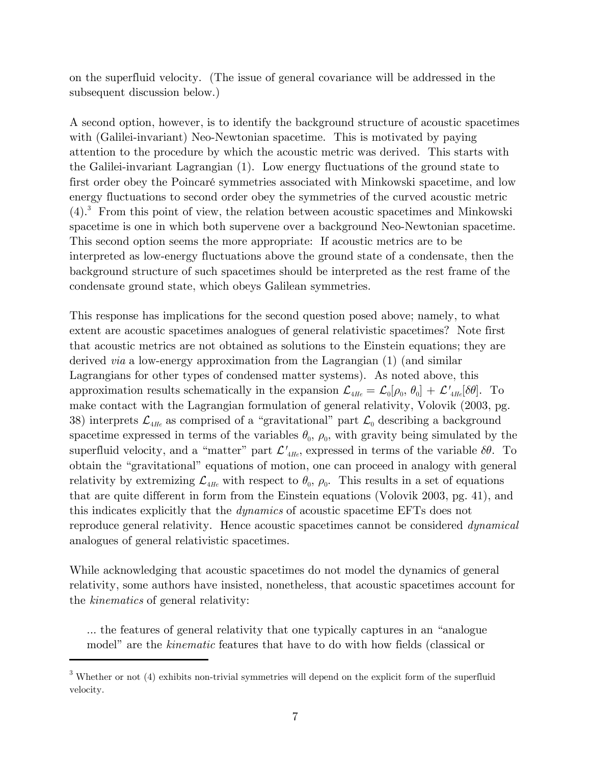on the superfluid velocity. (The issue of general covariance will be addressed in the subsequent discussion below.)

A second option, however, is to identify the background structure of acoustic spacetimes with (Galilei-invariant) Neo-Newtonian spacetime. This is motivated by paying attention to the procedure by which the acoustic metric was derived. This starts with the Galilei-invariant Lagrangian (1). Low energy fluctuations of the ground state to first order obey the Poincaré symmetries associated with Minkowski spacetime, and low energy fluctuations to second order obey the symmetries of the curved acoustic metric (4).[3] From this point of view, the relation between acoustic spacetimes and Minkowski spacetime is one in which both supervene over a background Neo-Newtonian spacetime. This second option seems the more appropriate: If acoustic metrics are to be interpreted as low-energy fluctuations above the ground state of a condensate, then the background structure of such spacetimes should be interpreted as the rest frame of the condensate ground state, which obeys Galilean symmetries.

This response has implications for the second question posed above; namely, to what extent are acoustic spacetimes analogues of general relativistic spacetimes? Note first that acoustic metrics are not obtained as solutions to the Einstein equations; they are derived *via* a low-energy approximation from the Lagrangian (1) (and similar Lagrangians for other types of condensed matter systems). As noted above, this approximation results schematically in the expansion $\mathcal{L}_{4He} = \mathcal{L}_0[\rho_0, \theta_0] + \mathcal{L}'_{4He}[\delta\theta]$. To make contact with the Lagrangian formulation of general relativity, Volovik (2003, pg. 38) interprets $\mathcal{L}_{4He}$ as comprised of a "gravitational" part $\mathcal{L}_0$ describing a background spacetime expressed in terms of the variables $\theta_0$, $\rho_0$, with gravity being simulated by the superfluid velocity, and a "matter" part $\mathcal{L}'_{4He}$, expressed in terms of the variable $\delta\theta$. To obtain the "gravitational" equations of motion, one can proceed in analogy with general relativity by extremizing $\mathcal{L}_{4He}$ with respect to $\theta_0$, $\rho_0$. This results in a set of equations that are quite different in form from the Einstein equations (Volovik 2003, pg. 41), and this indicates explicitly that the *dynamics* of acoustic spacetime EFTs does not reproduce general relativity. Hence acoustic spacetimes cannot be considered *dynamical* analogues of general relativistic spacetimes.

While acknowledging that acoustic spacetimes do not model the dynamics of general relativity, some authors have insisted, nonetheless, that acoustic spacetimes account for the *kinematics* of general relativity:

> ... the features of general relativity that one typically captures in an "analogue model" are the *kinematic* features that have to do with how fields (classical or

[3] Whether or not (4) exhibits non-trivial symmetries will depend on the explicit form of the superfluid velocity.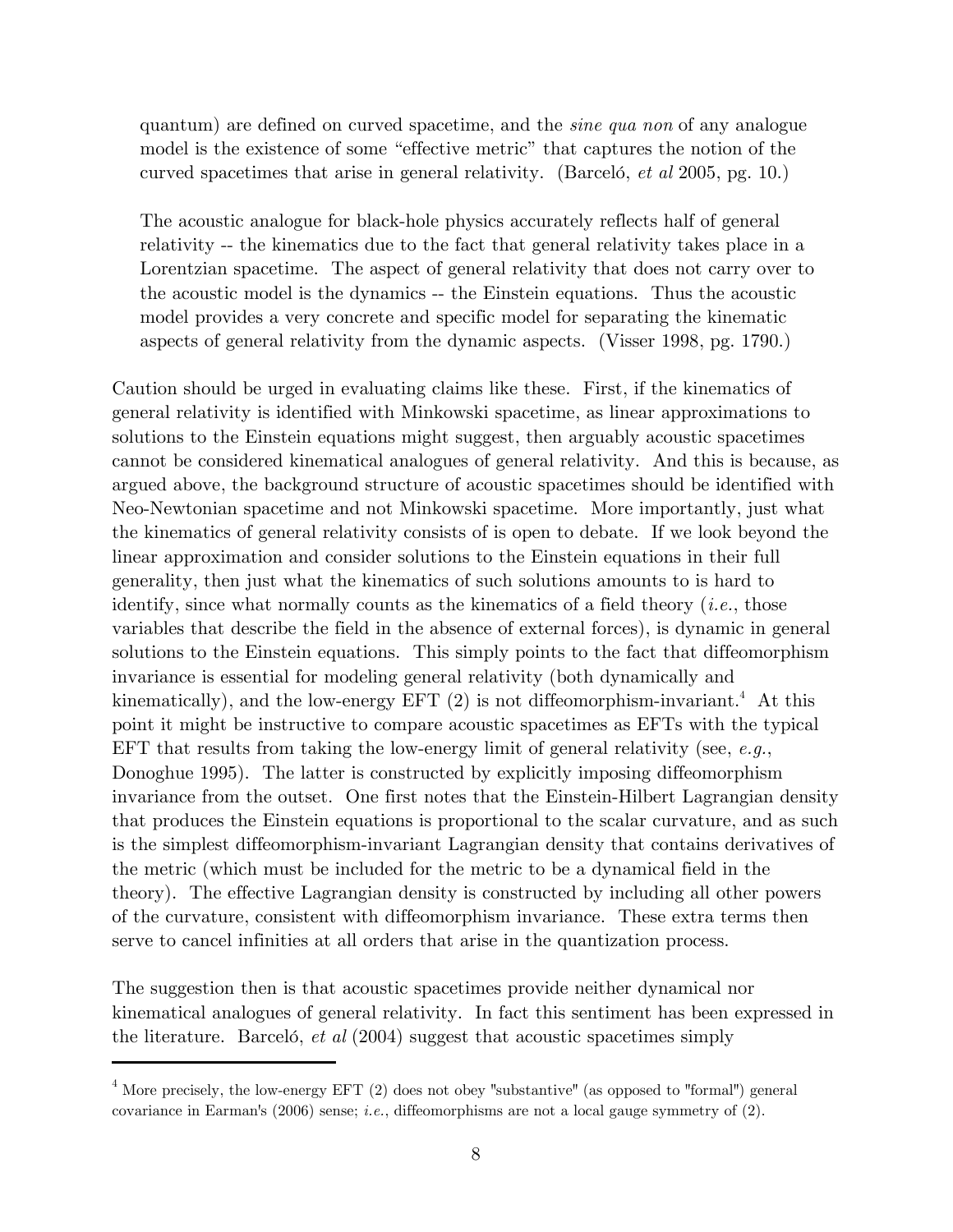> quantum) are defined on curved spacetime, and the *sine qua non* of any analogue model is the existence of some "effective metric" that captures the notion of the curved spacetimes that arise in general relativity. (Barceló, *et al* 2005, pg. 10.)

> The acoustic analogue for black-hole physics accurately reflects half of general relativity -- the kinematics due to the fact that general relativity takes place in a Lorentzian spacetime. The aspect of general relativity that does not carry over to the acoustic model is the dynamics -- the Einstein equations. Thus the acoustic model provides a very concrete and specific model for separating the kinematic aspects of general relativity from the dynamic aspects. (Visser 1998, pg. 1790.)

Caution should be urged in evaluating claims like these. First, if the kinematics of general relativity is identified with Minkowski spacetime, as linear approximations to solutions to the Einstein equations might suggest, then arguably acoustic spacetimes cannot be considered kinematical analogues of general relativity. And this is because, as argued above, the background structure of acoustic spacetimes should be identified with Neo-Newtonian spacetime and not Minkowski spacetime. More importantly, just what the kinematics of general relativity consists of is open to debate. If we look beyond the linear approximation and consider solutions to the Einstein equations in their full generality, then just what the kinematics of such solutions amounts to is hard to identify, since what normally counts as the kinematics of a field theory (*i.e.*, those variables that describe the field in the absence of external forces), is dynamic in general solutions to the Einstein equations. This simply points to the fact that diffeomorphism invariance is essential for modeling general relativity (both dynamically and kinematically), and the low-energy EFT (2) is not diffeomorphism-invariant.[4] At this point it might be instructive to compare acoustic spacetimes as EFTs with the typical EFT that results from taking the low-energy limit of general relativity (see, *e.g.*, Donoghue 1995). The latter is constructed by explicitly imposing diffeomorphism invariance from the outset. One first notes that the Einstein-Hilbert Lagrangian density that produces the Einstein equations is proportional to the scalar curvature, and as such is the simplest diffeomorphism-invariant Lagrangian density that contains derivatives of the metric (which must be included for the metric to be a dynamical field in the theory). The effective Lagrangian density is constructed by including all other powers of the curvature, consistent with diffeomorphism invariance. These extra terms then serve to cancel infinities at all orders that arise in the quantization process.

The suggestion then is that acoustic spacetimes provide neither dynamical nor kinematical analogues of general relativity. In fact this sentiment has been expressed in the literature. Barceló, *et al* (2004) suggest that acoustic spacetimes simply

---

[4] More precisely, the low-energy EFT (2) does not obey "substantive" (as opposed to "formal") general covariance in Earman's (2006) sense; *i.e.*, diffeomorphisms are not a local gauge symmetry of (2).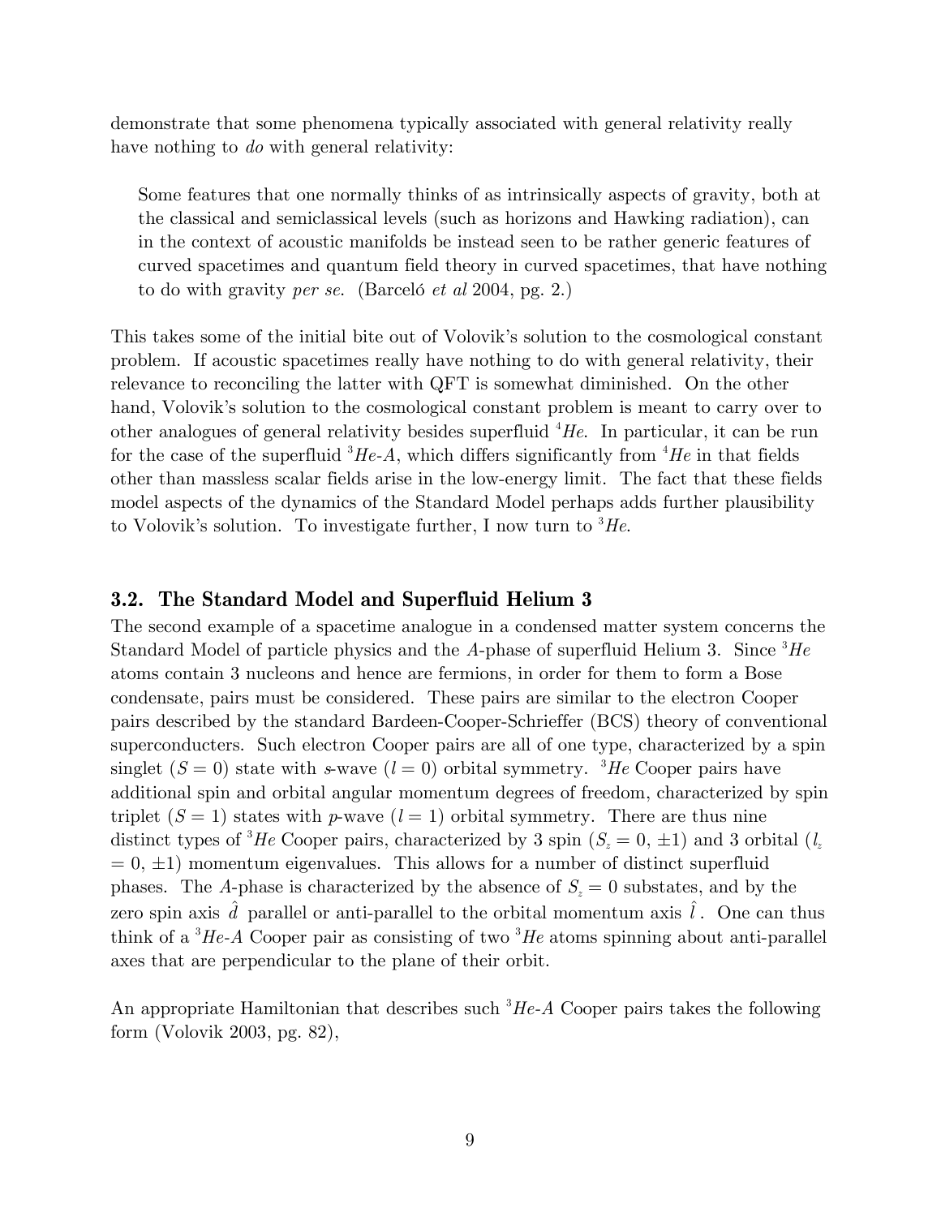demonstrate that some phenomena typically associated with general relativity really have nothing to *do* with general relativity:

> Some features that one normally thinks of as intrinsically aspects of gravity, both at the classical and semiclassical levels (such as horizons and Hawking radiation), can in the context of acoustic manifolds be instead seen to be rather generic features of curved spacetimes and quantum field theory in curved spacetimes, that have nothing to do with gravity *per se*. (Barceló *et al* 2004, pg. 2.)

This takes some of the initial bite out of Volovik's solution to the cosmological constant problem. If acoustic spacetimes really have nothing to do with general relativity, their relevance to reconciling the latter with QFT is somewhat diminished. On the other hand, Volovik's solution to the cosmological constant problem is meant to carry over to other analogues of general relativity besides superfluid $^4He$. In particular, it can be run for the case of the superfluid $^3He$-$A$, which differs significantly from $^4He$ in that fields other than massless scalar fields arise in the low-energy limit. The fact that these fields model aspects of the dynamics of the Standard Model perhaps adds further plausibility to Volovik's solution. To investigate further, I now turn to $^3He$.

## 3.2. The Standard Model and Superfluid Helium 3

The second example of a spacetime analogue in a condensed matter system concerns the Standard Model of particle physics and the *A*-phase of superfluid Helium 3. Since $^3He$ atoms contain 3 nucleons and hence are fermions, in order for them to form a Bose condensate, pairs must be considered. These pairs are similar to the electron Cooper pairs described by the standard Bardeen-Cooper-Schrieffer (BCS) theory of conventional superconducters. Such electron Cooper pairs are all of one type, characterized by a spin singlet ($S = 0$) state with *s*-wave ($l = 0$) orbital symmetry. $^3He$ Cooper pairs have additional spin and orbital angular momentum degrees of freedom, characterized by spin triplet ($S = 1$) states with *p*-wave ($l = 1$) orbital symmetry. There are thus nine distinct types of $^3He$ Cooper pairs, characterized by 3 spin ($S_z = 0, \pm 1$) and 3 orbital ($l_z = 0, \pm 1$) momentum eigenvalues. This allows for a number of distinct superfluid phases. The *A*-phase is characterized by the absence of $S_z = 0$ substates, and by the zero spin axis $\hat{d}$ parallel or anti-parallel to the orbital momentum axis $\hat{l}$. One can thus think of a $^3He$-$A$ Cooper pair as consisting of two $^3He$ atoms spinning about anti-parallel axes that are perpendicular to the plane of their orbit.

An appropriate Hamiltonian that describes such $^3He$-$A$ Cooper pairs takes the following form (Volovik 2003, pg. 82),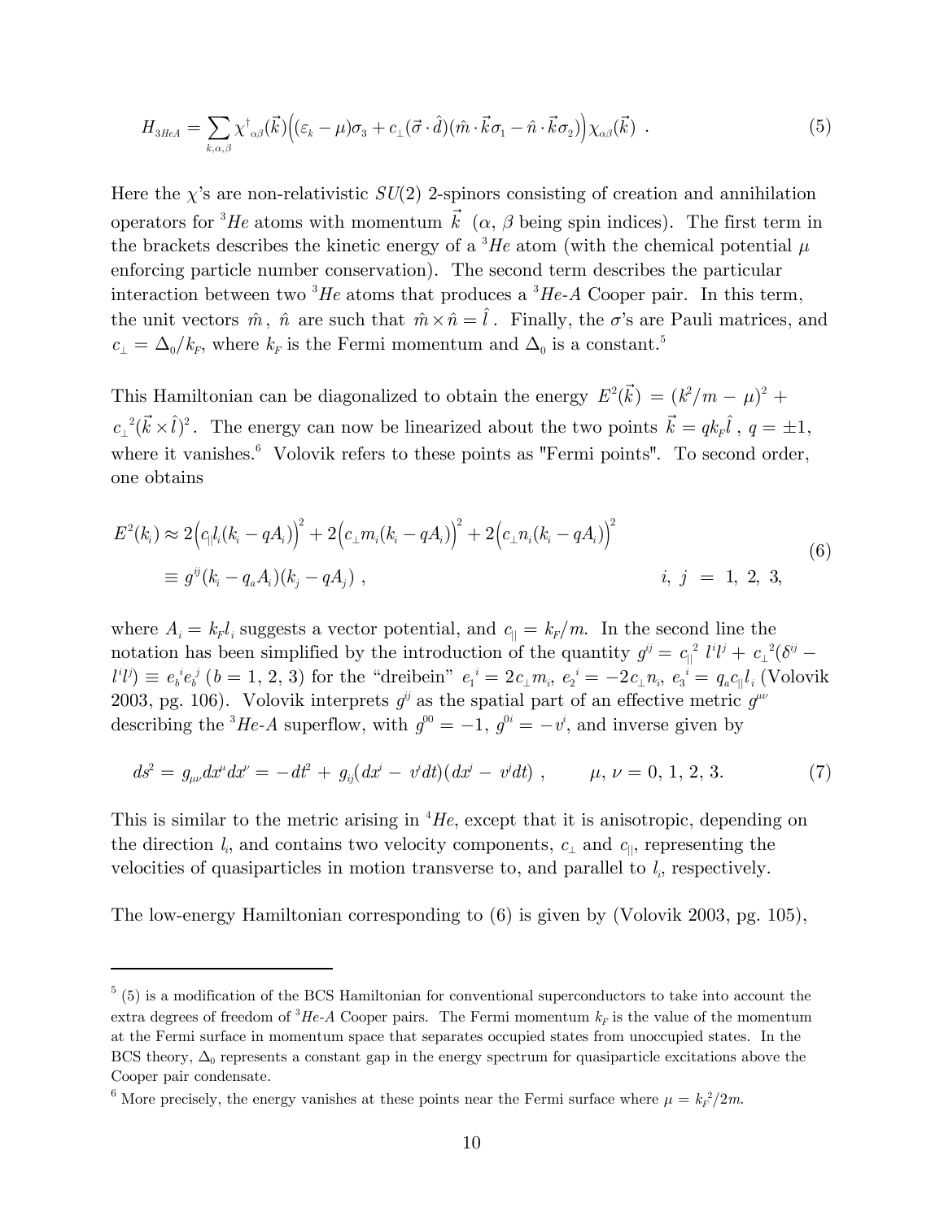$$H_{3HeA} = \sum_{k,\alpha,\beta} \chi^\dagger{}_{\alpha\beta}(\vec{k})\Big((\varepsilon_k - \mu)\sigma_3 + c_\perp(\vec{\sigma}\cdot\hat{d})(\hat{m}\cdot\vec{k}\sigma_1 - \hat{n}\cdot\vec{k}\sigma_2)\Big)\chi_{\alpha\beta}(\vec{k}) \ . \tag{5}$$

Here the $\chi$'s are non-relativistic $SU(2)$ 2-spinors consisting of creation and annihilation operators for $^3He$ atoms with momentum $\vec{k}$ ($\alpha$, $\beta$ being spin indices). The first term in the brackets describes the kinetic energy of a $^3He$ atom (with the chemical potential $\mu$ enforcing particle number conservation). The second term describes the particular interaction between two $^3He$ atoms that produces a $^3He$-$A$ Cooper pair. In this term, the unit vectors $\hat{m}$, $\hat{n}$ are such that $\hat{m}\times\hat{n} = \hat{l}$. Finally, the $\sigma$'s are Pauli matrices, and $c_\perp = \Delta_0/k_F$, where $k_F$ is the Fermi momentum and $\Delta_0$ is a constant.[5]

This Hamiltonian can be diagonalized to obtain the energy $E^2(\vec{k}) = (k^2/m - \mu)^2 + c_\perp{}^2(\vec{k}\times\hat{l})^2$. The energy can now be linearized about the two points $\vec{k} = qk_F\hat{l}$, $q = \pm 1$, where it vanishes.[6] Volovik refers to these points as "Fermi points". To second order, one obtains

$$\begin{aligned} E^2(k_i) &\approx 2\Big(c_{||}l_i(k_i - qA_i)\Big)^2 + 2\Big(c_\perp m_i(k_i - qA_i)\Big)^2 + 2\Big(c_\perp n_i(k_i - qA_i)\Big)^2 \\ &\equiv g^{ij}(k_i - q_a A_i)(k_j - qA_j) \ , \qquad\qquad i,\ j \ = \ 1,\ 2,\ 3, \end{aligned} \tag{6}$$

where $A_i = k_F l_i$ suggests a vector potential, and $c_{||} = k_F/m$. In the second line the notation has been simplified by the introduction of the quantity $g^{ij} = c_{||}{}^2\, l^i l^j + c_\perp{}^2(\delta^{ij} - l^i l^j) \equiv e_b{}^i e_b{}^j$ ($b = 1, 2, 3$) for the "dreibein" $e_1{}^i = 2c_\perp m_i$, $e_2{}^i = -2c_\perp n_i$, $e_3{}^i = q_a c_{||} l_i$ (Volovik 2003, pg. 106). Volovik interprets $g^{ij}$ as the spatial part of an effective metric $g^{\mu\nu}$ describing the $^3He$-$A$ superflow, with $g^{00} = -1$, $g^{0i} = -v^i$, and inverse given by

$$ds^2 = g_{\mu\nu}dx^\mu dx^\nu = -dt^2 + g_{ij}(dx^i - v^i dt)(dx^j - v^j dt) \ , \qquad \mu, \nu = 0, 1, 2, 3. \tag{7}$$

This is similar to the metric arising in $^4He$, except that it is anisotropic, depending on the direction $l_i$, and contains two velocity components, $c_\perp$ and $c_{||}$, representing the velocities of quasiparticles in motion transverse to, and parallel to $l_i$, respectively.

The low-energy Hamiltonian corresponding to (6) is given by (Volovik 2003, pg. 105),

---

[5] (5) is a modification of the BCS Hamiltonian for conventional superconductors to take into account the extra degrees of freedom of $^3He$-$A$ Cooper pairs. The Fermi momentum $k_F$ is the value of the momentum at the Fermi surface in momentum space that separates occupied states from unoccupied states. In the BCS theory, $\Delta_0$ represents a constant gap in the energy spectrum for quasiparticle excitations above the Cooper pair condensate.

[6] More precisely, the energy vanishes at these points near the Fermi surface where $\mu = k_F^2/2m$.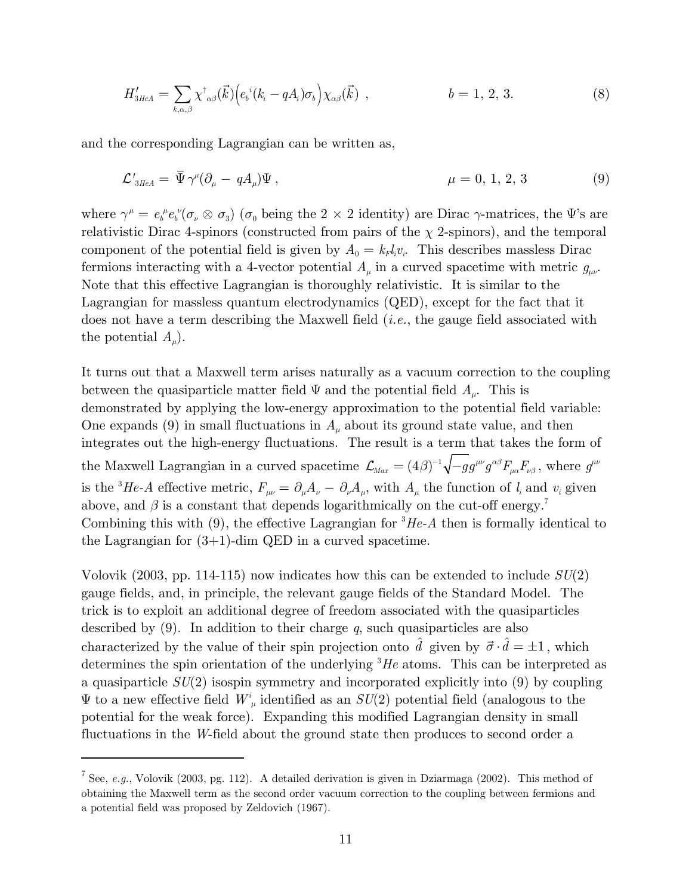$$H'_{3HeA} = \sum_{k,\alpha,\beta} \chi^{\dagger}{}_{\alpha\beta}(\vec{k}) \Big( e_b{}^i (k_i - qA_i)\sigma_b \Big) \chi_{\alpha\beta}(\vec{k}) \ , \qquad\qquad b = 1,\, 2,\, 3. \tag{8}$$

and the corresponding Lagrangian can be written as,

$$\mathcal{L}'_{3HeA} = \bar{\Psi}\, \gamma^\mu (\partial_\mu - qA_\mu) \Psi \ , \qquad\qquad \mu = 0,\, 1,\, 2,\, 3 \tag{9}$$

where $\gamma^\mu = e_b{}^\mu e_b{}^\nu (\sigma_\nu \otimes \sigma_3)$ ($\sigma_0$ being the $2 \times 2$ identity) are Dirac $\gamma$-matrices, the $\Psi$'s are relativistic Dirac 4-spinors (constructed from pairs of the $\chi$ 2-spinors), and the temporal component of the potential field is given by $A_0 = k_F l_i v_i$. This describes massless Dirac fermions interacting with a 4-vector potential $A_\mu$ in a curved spacetime with metric $g_{\mu\nu}$. Note that this effective Lagrangian is thoroughly relativistic. It is similar to the Lagrangian for massless quantum electrodynamics (QED), except for the fact that it does not have a term describing the Maxwell field (*i.e.*, the gauge field associated with the potential $A_\mu$).

It turns out that a Maxwell term arises naturally as a vacuum correction to the coupling between the quasiparticle matter field $\Psi$ and the potential field $A_\mu$. This is demonstrated by applying the low-energy approximation to the potential field variable: One expands (9) in small fluctuations in $A_\mu$ about its ground state value, and then integrates out the high-energy fluctuations. The result is a term that takes the form of the Maxwell Lagrangian in a curved spacetime $\mathcal{L}_{Max} = (4\beta)^{-1}\sqrt{-g}\, g^{\mu\nu} g^{\alpha\beta} F_{\mu\alpha} F_{\nu\beta}$, where $g^{\mu\nu}$ is the ${}^3He$-$A$ effective metric, $F_{\mu\nu} = \partial_\mu A_\nu - \partial_\nu A_\mu$, with $A_\mu$ the function of $l_i$ and $v_i$ given above, and $\beta$ is a constant that depends logarithmically on the cut-off energy.[7] Combining this with (9), the effective Lagrangian for ${}^3He$-$A$ then is formally identical to the Lagrangian for (3+1)-dim QED in a curved spacetime.

Volovik (2003, pp. 114-115) now indicates how this can be extended to include $SU(2)$ gauge fields, and, in principle, the relevant gauge fields of the Standard Model. The trick is to exploit an additional degree of freedom associated with the quasiparticles described by (9). In addition to their charge $q$, such quasiparticles are also characterized by the value of their spin projection onto $\hat{d}$ given by $\vec{\sigma} \cdot \hat{d} = \pm 1$, which determines the spin orientation of the underlying ${}^3He$ atoms. This can be interpreted as a quasiparticle $SU(2)$ isospin symmetry and incorporated explicitly into (9) by coupling $\Psi$ to a new effective field $W^i{}_\mu$ identified as an $SU(2)$ potential field (analogous to the potential for the weak force). Expanding this modified Lagrangian density in small fluctuations in the $W$-field about the ground state then produces to second order a

---

[7] See, *e.g.*, Volovik (2003, pg. 112). A detailed derivation is given in Dziarmaga (2002). This method of obtaining the Maxwell term as the second order vacuum correction to the coupling between fermions and a potential field was proposed by Zeldovich (1967).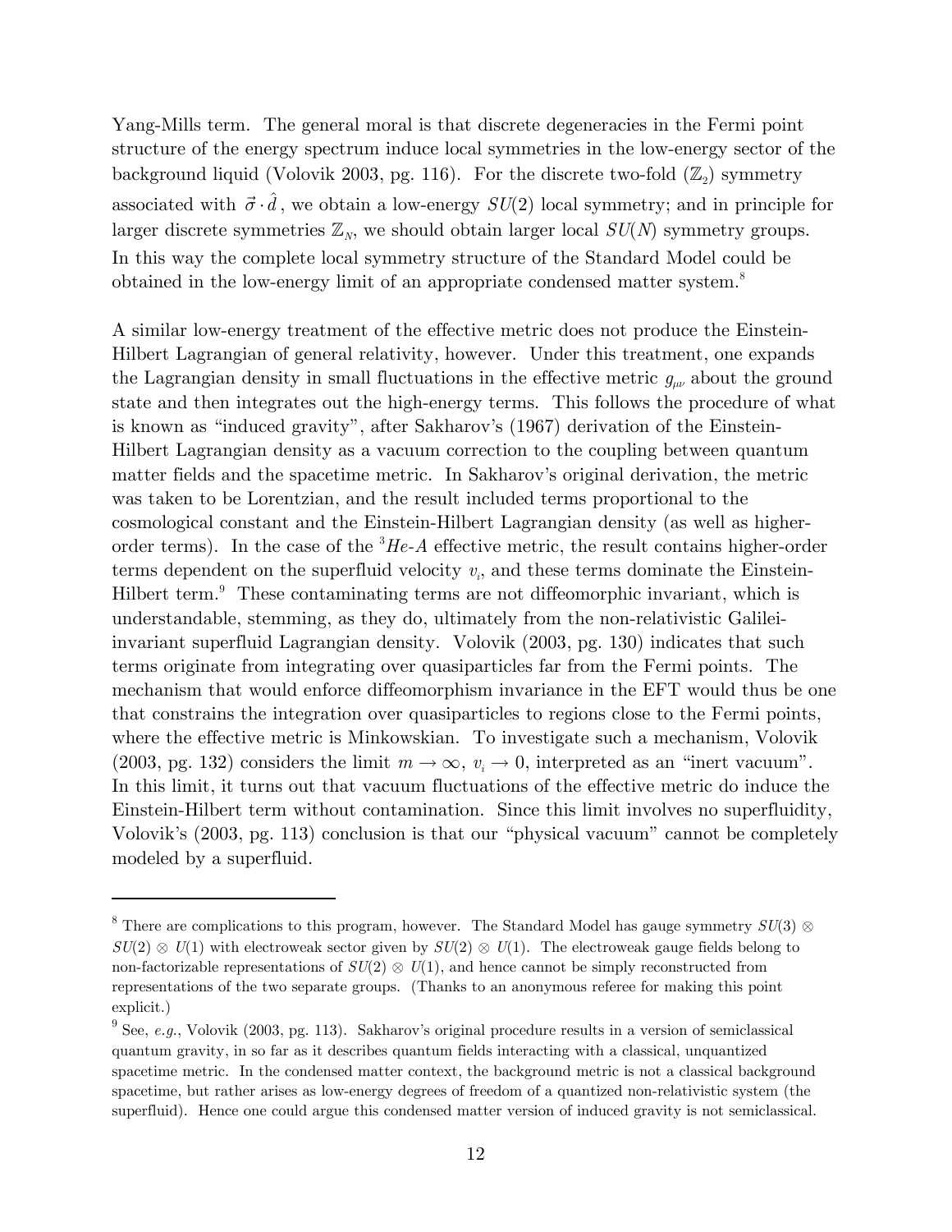Yang-Mills term. The general moral is that discrete degeneracies in the Fermi point structure of the energy spectrum induce local symmetries in the low-energy sector of the background liquid (Volovik 2003, pg. 116). For the discrete two-fold ($\mathbb{Z}_2$) symmetry associated with $\vec{\sigma} \cdot \hat{d}$, we obtain a low-energy $SU(2)$ local symmetry; and in principle for larger discrete symmetries $\mathbb{Z}_N$, we should obtain larger local $SU(N)$ symmetry groups. In this way the complete local symmetry structure of the Standard Model could be obtained in the low-energy limit of an appropriate condensed matter system.[8]

A similar low-energy treatment of the effective metric does not produce the Einstein-Hilbert Lagrangian of general relativity, however. Under this treatment, one expands the Lagrangian density in small fluctuations in the effective metric $g_{\mu\nu}$ about the ground state and then integrates out the high-energy terms. This follows the procedure of what is known as "induced gravity", after Sakharov's (1967) derivation of the Einstein-Hilbert Lagrangian density as a vacuum correction to the coupling between quantum matter fields and the spacetime metric. In Sakharov's original derivation, the metric was taken to be Lorentzian, and the result included terms proportional to the cosmological constant and the Einstein-Hilbert Lagrangian density (as well as higher-order terms). In the case of the $^3He$-$A$ effective metric, the result contains higher-order terms dependent on the superfluid velocity $v_i$, and these terms dominate the Einstein-Hilbert term.[9] These contaminating terms are not diffeomorphic invariant, which is understandable, stemming, as they do, ultimately from the non-relativistic Galilei-invariant superfluid Lagrangian density. Volovik (2003, pg. 130) indicates that such terms originate from integrating over quasiparticles far from the Fermi points. The mechanism that would enforce diffeomorphism invariance in the EFT would thus be one that constrains the integration over quasiparticles to regions close to the Fermi points, where the effective metric is Minkowskian. To investigate such a mechanism, Volovik (2003, pg. 132) considers the limit $m \to \infty$, $v_i \to 0$, interpreted as an "inert vacuum". In this limit, it turns out that vacuum fluctuations of the effective metric do induce the Einstein-Hilbert term without contamination. Since this limit involves no superfluidity, Volovik's (2003, pg. 113) conclusion is that our "physical vacuum" cannot be completely modeled by a superfluid.

---

[8] There are complications to this program, however. The Standard Model has gauge symmetry $SU(3) \otimes SU(2) \otimes U(1)$ with electroweak sector given by $SU(2) \otimes U(1)$. The electroweak gauge fields belong to non-factorizable representations of $SU(2) \otimes U(1)$, and hence cannot be simply reconstructed from representations of the two separate groups. (Thanks to an anonymous referee for making this point explicit.)

[9] See, *e.g.*, Volovik (2003, pg. 113). Sakharov's original procedure results in a version of semiclassical quantum gravity, in so far as it describes quantum fields interacting with a classical, unquantized spacetime metric. In the condensed matter context, the background metric is not a classical background spacetime, but rather arises as low-energy degrees of freedom of a quantized non-relativistic system (the superfluid). Hence one could argue this condensed matter version of induced gravity is not semiclassical.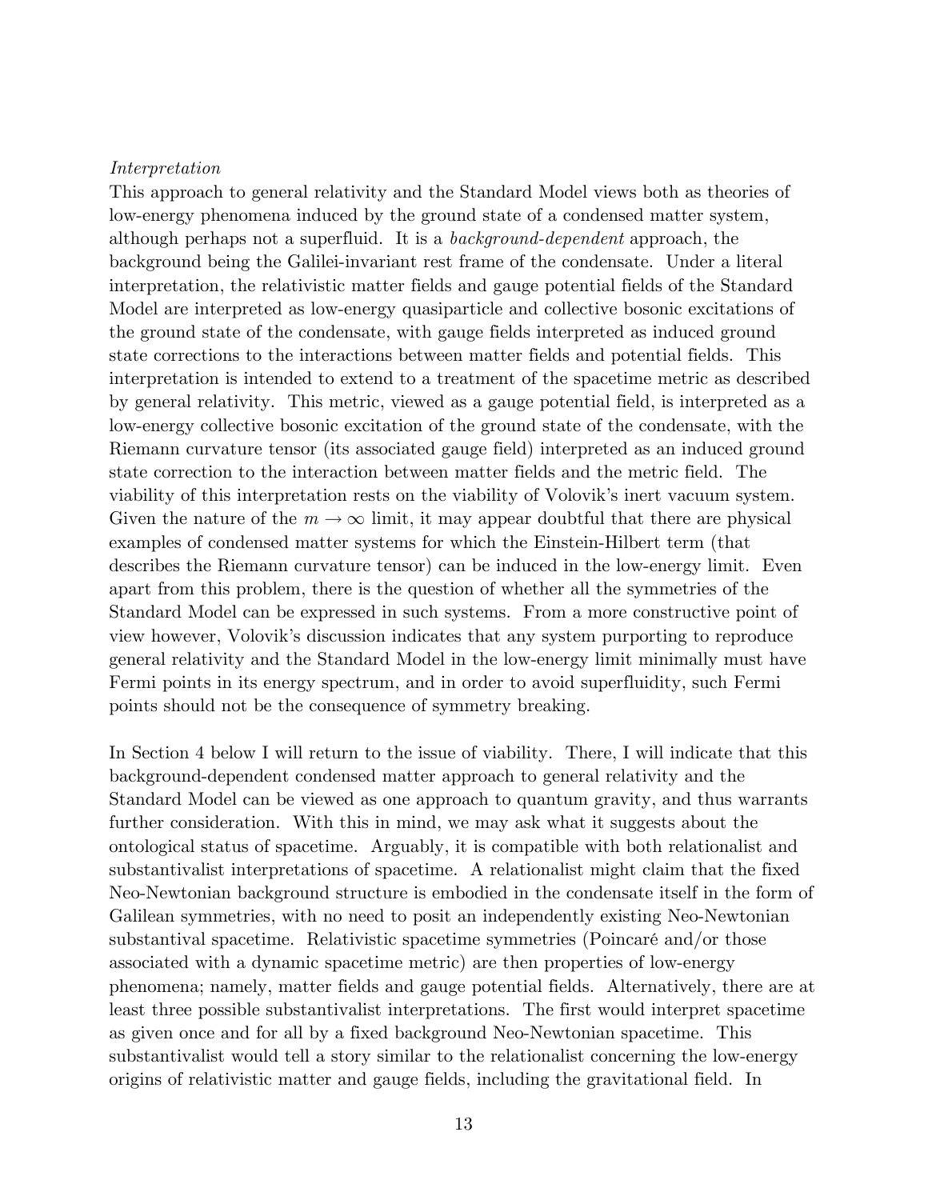*Interpretation*

This approach to general relativity and the Standard Model views both as theories of low-energy phenomena induced by the ground state of a condensed matter system, although perhaps not a superfluid. It is a *background-dependent* approach, the background being the Galilei-invariant rest frame of the condensate. Under a literal interpretation, the relativistic matter fields and gauge potential fields of the Standard Model are interpreted as low-energy quasiparticle and collective bosonic excitations of the ground state of the condensate, with gauge fields interpreted as induced ground state corrections to the interactions between matter fields and potential fields. This interpretation is intended to extend to a treatment of the spacetime metric as described by general relativity. This metric, viewed as a gauge potential field, is interpreted as a low-energy collective bosonic excitation of the ground state of the condensate, with the Riemann curvature tensor (its associated gauge field) interpreted as an induced ground state correction to the interaction between matter fields and the metric field. The viability of this interpretation rests on the viability of Volovik's inert vacuum system. Given the nature of the $m \to \infty$ limit, it may appear doubtful that there are physical examples of condensed matter systems for which the Einstein-Hilbert term (that describes the Riemann curvature tensor) can be induced in the low-energy limit. Even apart from this problem, there is the question of whether all the symmetries of the Standard Model can be expressed in such systems. From a more constructive point of view however, Volovik's discussion indicates that any system purporting to reproduce general relativity and the Standard Model in the low-energy limit minimally must have Fermi points in its energy spectrum, and in order to avoid superfluidity, such Fermi points should not be the consequence of symmetry breaking.

In Section 4 below I will return to the issue of viability. There, I will indicate that this background-dependent condensed matter approach to general relativity and the Standard Model can be viewed as one approach to quantum gravity, and thus warrants further consideration. With this in mind, we may ask what it suggests about the ontological status of spacetime. Arguably, it is compatible with both relationalist and substantivalist interpretations of spacetime. A relationalist might claim that the fixed Neo-Newtonian background structure is embodied in the condensate itself in the form of Galilean symmetries, with no need to posit an independently existing Neo-Newtonian substantival spacetime. Relativistic spacetime symmetries (Poincaré and/or those associated with a dynamic spacetime metric) are then properties of low-energy phenomena; namely, matter fields and gauge potential fields. Alternatively, there are at least three possible substantivalist interpretations. The first would interpret spacetime as given once and for all by a fixed background Neo-Newtonian spacetime. This substantivalist would tell a story similar to the relationalist concerning the low-energy origins of relativistic matter and gauge fields, including the gravitational field. In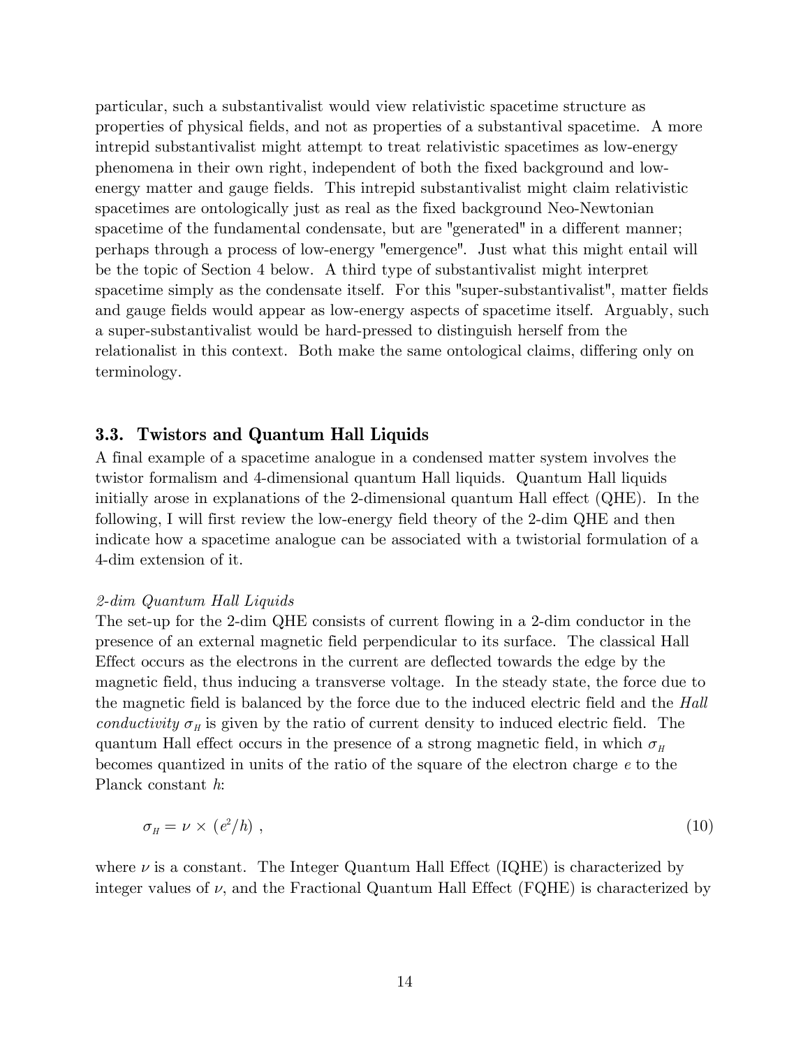particular, such a substantivalist would view relativistic spacetime structure as properties of physical fields, and not as properties of a substantival spacetime. A more intrepid substantivalist might attempt to treat relativistic spacetimes as low-energy phenomena in their own right, independent of both the fixed background and low-energy matter and gauge fields. This intrepid substantivalist might claim relativistic spacetimes are ontologically just as real as the fixed background Neo-Newtonian spacetime of the fundamental condensate, but are "generated" in a different manner; perhaps through a process of low-energy "emergence". Just what this might entail will be the topic of Section 4 below. A third type of substantivalist might interpret spacetime simply as the condensate itself. For this "super-substantivalist", matter fields and gauge fields would appear as low-energy aspects of spacetime itself. Arguably, such a super-substantivalist would be hard-pressed to distinguish herself from the relationalist in this context. Both make the same ontological claims, differing only on terminology.

### 3.3. Twistors and Quantum Hall Liquids

A final example of a spacetime analogue in a condensed matter system involves the twistor formalism and 4-dimensional quantum Hall liquids. Quantum Hall liquids initially arose in explanations of the 2-dimensional quantum Hall effect (QHE). In the following, I will first review the low-energy field theory of the 2-dim QHE and then indicate how a spacetime analogue can be associated with a twistorial formulation of a 4-dim extension of it.

*2-dim Quantum Hall Liquids*

The set-up for the 2-dim QHE consists of current flowing in a 2-dim conductor in the presence of an external magnetic field perpendicular to its surface. The classical Hall Effect occurs as the electrons in the current are deflected towards the edge by the magnetic field, thus inducing a transverse voltage. In the steady state, the force due to the magnetic field is balanced by the force due to the induced electric field and the *Hall conductivity* $\sigma_H$ is given by the ratio of current density to induced electric field. The quantum Hall effect occurs in the presence of a strong magnetic field, in which $\sigma_H$ becomes quantized in units of the ratio of the square of the electron charge $e$ to the Planck constant $h$:

$$\sigma_H = \nu \times (e^2/h) \; , \tag{10}$$

where $\nu$ is a constant. The Integer Quantum Hall Effect (IQHE) is characterized by integer values of $\nu$, and the Fractional Quantum Hall Effect (FQHE) is characterized by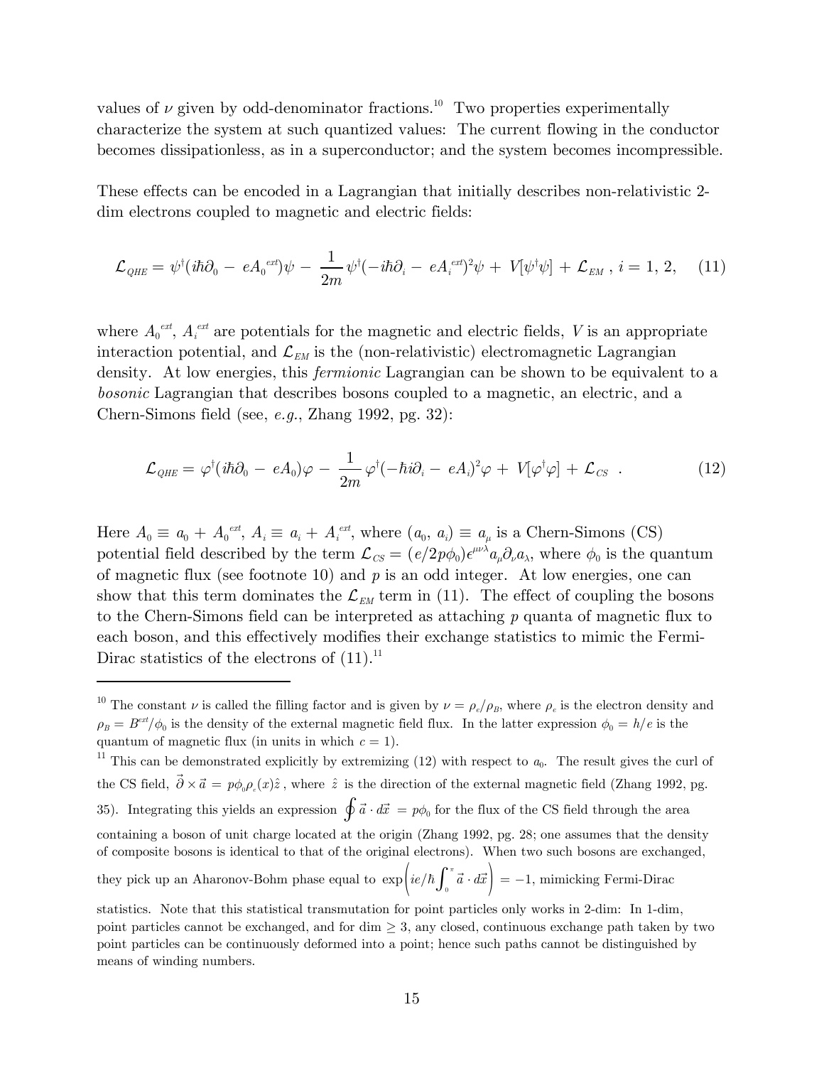values of $\nu$ given by odd-denominator fractions.[10] Two properties experimentally characterize the system at such quantized values: The current flowing in the conductor becomes dissipationless, as in a superconductor; and the system becomes incompressible.

These effects can be encoded in a Lagrangian that initially describes non-relativistic 2-dim electrons coupled to magnetic and electric fields:

$$\mathcal{L}_{QHE} = \psi^\dagger(i\hbar\partial_0 - eA_0^{ext})\psi - \frac{1}{2m}\psi^\dagger(-i\hbar\partial_i - eA_i^{ext})^2\psi + V[\psi^\dagger\psi] + \mathcal{L}_{EM}\ ,\ i = 1, 2, \quad (11)$$

where $A_0^{ext}$, $A_i^{ext}$ are potentials for the magnetic and electric fields, $V$ is an appropriate interaction potential, and $\mathcal{L}_{EM}$ is the (non-relativistic) electromagnetic Lagrangian density. At low energies, this *fermionic* Lagrangian can be shown to be equivalent to a *bosonic* Lagrangian that describes bosons coupled to a magnetic, an electric, and a Chern-Simons field (see, *e.g.*, Zhang 1992, pg. 32):

$$\mathcal{L}_{QHE} = \varphi^\dagger(i\hbar\partial_0 - eA_0)\varphi - \frac{1}{2m}\varphi^\dagger(-\hbar i\partial_i - eA_i)^2\varphi + V[\varphi^\dagger\varphi] + \mathcal{L}_{CS}\ \ . \quad (12)$$

Here $A_0 \equiv a_0 + A_0^{ext}$, $A_i \equiv a_i + A_i^{ext}$, where $(a_0, a_i) \equiv a_\mu$ is a Chern-Simons (CS) potential field described by the term $\mathcal{L}_{CS} = (e/2p\phi_0)\epsilon^{\mu\nu\lambda}a_\mu\partial_\nu a_\lambda$, where $\phi_0$ is the quantum of magnetic flux (see footnote 10) and $p$ is an odd integer. At low energies, one can show that this term dominates the $\mathcal{L}_{EM}$ term in (11). The effect of coupling the bosons to the Chern-Simons field can be interpreted as attaching $p$ quanta of magnetic flux to each boson, and this effectively modifies their exchange statistics to mimic the Fermi-Dirac statistics of the electrons of (11).[11]

---

[10] The constant $\nu$ is called the filling factor and is given by $\nu = \rho_e/\rho_B$, where $\rho_e$ is the electron density and $\rho_B = B^{ext}/\phi_0$ is the density of the external magnetic field flux. In the latter expression $\phi_0 = h/e$ is the quantum of magnetic flux (in units in which $c = 1$).

[11] This can be demonstrated explicitly by extremizing (12) with respect to $a_0$. The result gives the curl of the CS field, $\vec{\partial} \times \vec{a} = p\phi_0\rho_e(x)\hat{z}$, where $\hat{z}$ is the direction of the external magnetic field (Zhang 1992, pg. 35). Integrating this yields an expression $\oint \vec{a} \cdot d\vec{x} = p\phi_0$ for the flux of the CS field through the area containing a boson of unit charge located at the origin (Zhang 1992, pg. 28; one assumes that the density of composite bosons is identical to that of the original electrons). When two such bosons are exchanged, they pick up an Aharonov-Bohm phase equal to $\exp\left(ie/\hbar\int_0^\pi \vec{a} \cdot d\vec{x}\right) = -1$, mimicking Fermi-Dirac statistics. Note that this statistical transmutation for point particles only works in 2-dim: In 1-dim, point particles cannot be exchanged, and for dim $\geq 3$, any closed, continuous exchange path taken by two point particles can be continuously deformed into a point; hence such paths cannot be distinguished by means of winding numbers.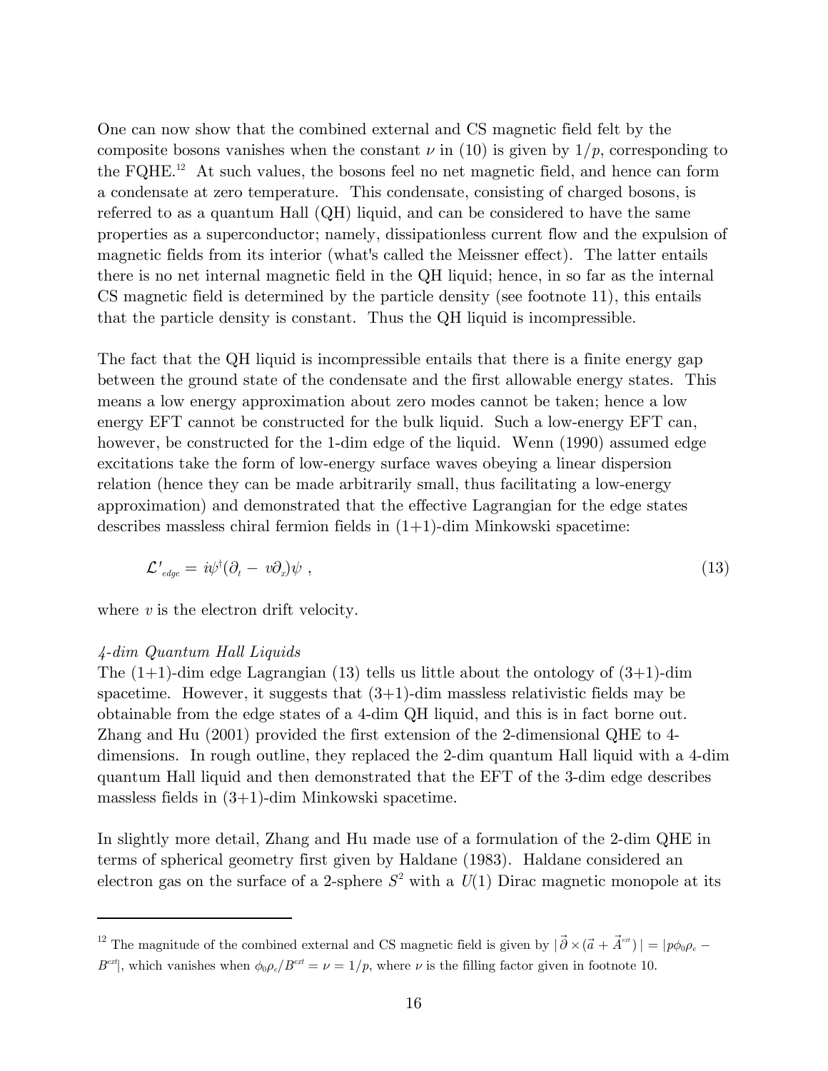One can now show that the combined external and CS magnetic field felt by the composite bosons vanishes when the constant $\nu$ in (10) is given by $1/p$, corresponding to the FQHE.[12] At such values, the bosons feel no net magnetic field, and hence can form a condensate at zero temperature. This condensate, consisting of charged bosons, is referred to as a quantum Hall (QH) liquid, and can be considered to have the same properties as a superconductor; namely, dissipationless current flow and the expulsion of magnetic fields from its interior (what's called the Meissner effect). The latter entails there is no net internal magnetic field in the QH liquid; hence, in so far as the internal CS magnetic field is determined by the particle density (see footnote 11), this entails that the particle density is constant. Thus the QH liquid is incompressible.

The fact that the QH liquid is incompressible entails that there is a finite energy gap between the ground state of the condensate and the first allowable energy states. This means a low energy approximation about zero modes cannot be taken; hence a low energy EFT cannot be constructed for the bulk liquid. Such a low-energy EFT can, however, be constructed for the 1-dim edge of the liquid. Wenn (1990) assumed edge excitations take the form of low-energy surface waves obeying a linear dispersion relation (hence they can be made arbitrarily small, thus facilitating a low-energy approximation) and demonstrated that the effective Lagrangian for the edge states describes massless chiral fermion fields in (1+1)-dim Minkowski spacetime:

$$\mathcal{L}'_{edge} = i\psi^{\dagger}(\partial_t - v\partial_x)\psi \ , \tag{13}$$

where $v$ is the electron drift velocity.

*4-dim Quantum Hall Liquids*

The (1+1)-dim edge Lagrangian (13) tells us little about the ontology of (3+1)-dim spacetime. However, it suggests that (3+1)-dim massless relativistic fields may be obtainable from the edge states of a 4-dim QH liquid, and this is in fact borne out. Zhang and Hu (2001) provided the first extension of the 2-dimensional QHE to 4-dimensions. In rough outline, they replaced the 2-dim quantum Hall liquid with a 4-dim quantum Hall liquid and then demonstrated that the EFT of the 3-dim edge describes massless fields in (3+1)-dim Minkowski spacetime.

In slightly more detail, Zhang and Hu made use of a formulation of the 2-dim QHE in terms of spherical geometry first given by Haldane (1983). Haldane considered an electron gas on the surface of a 2-sphere $S^2$ with a $U(1)$ Dirac magnetic monopole at its

---

[12] The magnitude of the combined external and CS magnetic field is given by $|\vec{\partial} \times (\vec{a} + \vec{A}^{ext})| = |p\phi_0\rho_e - B^{ext}|$, which vanishes when $\phi_0\rho_e/B^{ext} = \nu = 1/p$, where $\nu$ is the filling factor given in footnote 10.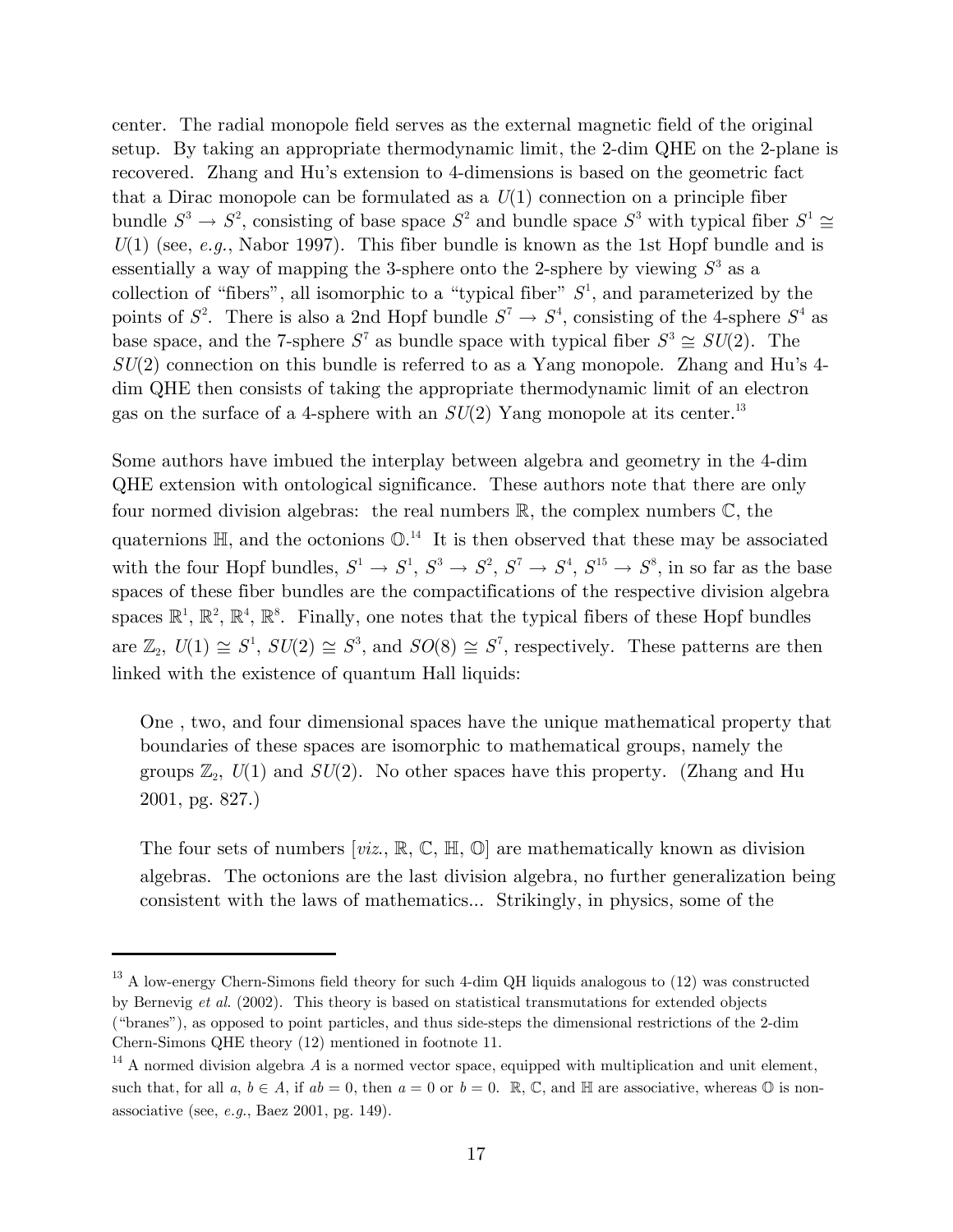center. The radial monopole field serves as the external magnetic field of the original setup. By taking an appropriate thermodynamic limit, the 2-dim QHE on the 2-plane is recovered. Zhang and Hu's extension to 4-dimensions is based on the geometric fact that a Dirac monopole can be formulated as a $U(1)$ connection on a principle fiber bundle $S^3 \to S^2$, consisting of base space $S^2$ and bundle space $S^3$ with typical fiber $S^1 \cong U(1)$ (see, *e.g.*, Nabor 1997). This fiber bundle is known as the 1st Hopf bundle and is essentially a way of mapping the 3-sphere onto the 2-sphere by viewing $S^3$ as a collection of "fibers", all isomorphic to a "typical fiber" $S^1$, and parameterized by the points of $S^2$. There is also a 2nd Hopf bundle $S^7 \to S^4$, consisting of the 4-sphere $S^4$ as base space, and the 7-sphere $S^7$ as bundle space with typical fiber $S^3 \cong SU(2)$. The $SU(2)$ connection on this bundle is referred to as a Yang monopole. Zhang and Hu's 4-dim QHE then consists of taking the appropriate thermodynamic limit of an electron gas on the surface of a 4-sphere with an $SU(2)$ Yang monopole at its center.[13]

Some authors have imbued the interplay between algebra and geometry in the 4-dim QHE extension with ontological significance. These authors note that there are only four normed division algebras: the real numbers $\mathbb{R}$, the complex numbers $\mathbb{C}$, the quaternions $\mathbb{H}$, and the octonions $\mathbb{O}$.[14] It is then observed that these may be associated with the four Hopf bundles, $S^1 \to S^1$, $S^3 \to S^2$, $S^7 \to S^4$, $S^{15} \to S^8$, in so far as the base spaces of these fiber bundles are the compactifications of the respective division algebra spaces $\mathbb{R}^1$, $\mathbb{R}^2$, $\mathbb{R}^4$, $\mathbb{R}^8$. Finally, one notes that the typical fibers of these Hopf bundles are $\mathbb{Z}_2$, $U(1) \cong S^1$, $SU(2) \cong S^3$, and $SO(8) \cong S^7$, respectively. These patterns are then linked with the existence of quantum Hall liquids:

> One , two, and four dimensional spaces have the unique mathematical property that boundaries of these spaces are isomorphic to mathematical groups, namely the groups $\mathbb{Z}_2$, $U(1)$ and $SU(2)$. No other spaces have this property. (Zhang and Hu 2001, pg. 827.)

> The four sets of numbers [*viz.*, $\mathbb{R}$, $\mathbb{C}$, $\mathbb{H}$, $\mathbb{O}$] are mathematically known as division algebras. The octonions are the last division algebra, no further generalization being consistent with the laws of mathematics... Strikingly, in physics, some of the

---

[13] A low-energy Chern-Simons field theory for such 4-dim QH liquids analogous to (12) was constructed by Bernevig *et al.* (2002). This theory is based on statistical transmutations for extended objects ("branes"), as opposed to point particles, and thus side-steps the dimensional restrictions of the 2-dim Chern-Simons QHE theory (12) mentioned in footnote 11.

[14] A normed division algebra $A$ is a normed vector space, equipped with multiplication and unit element, such that, for all $a$, $b \in A$, if $ab = 0$, then $a = 0$ or $b = 0$. $\mathbb{R}$, $\mathbb{C}$, and $\mathbb{H}$ are associative, whereas $\mathbb{O}$ is non-associative (see, *e.g.*, Baez 2001, pg. 149).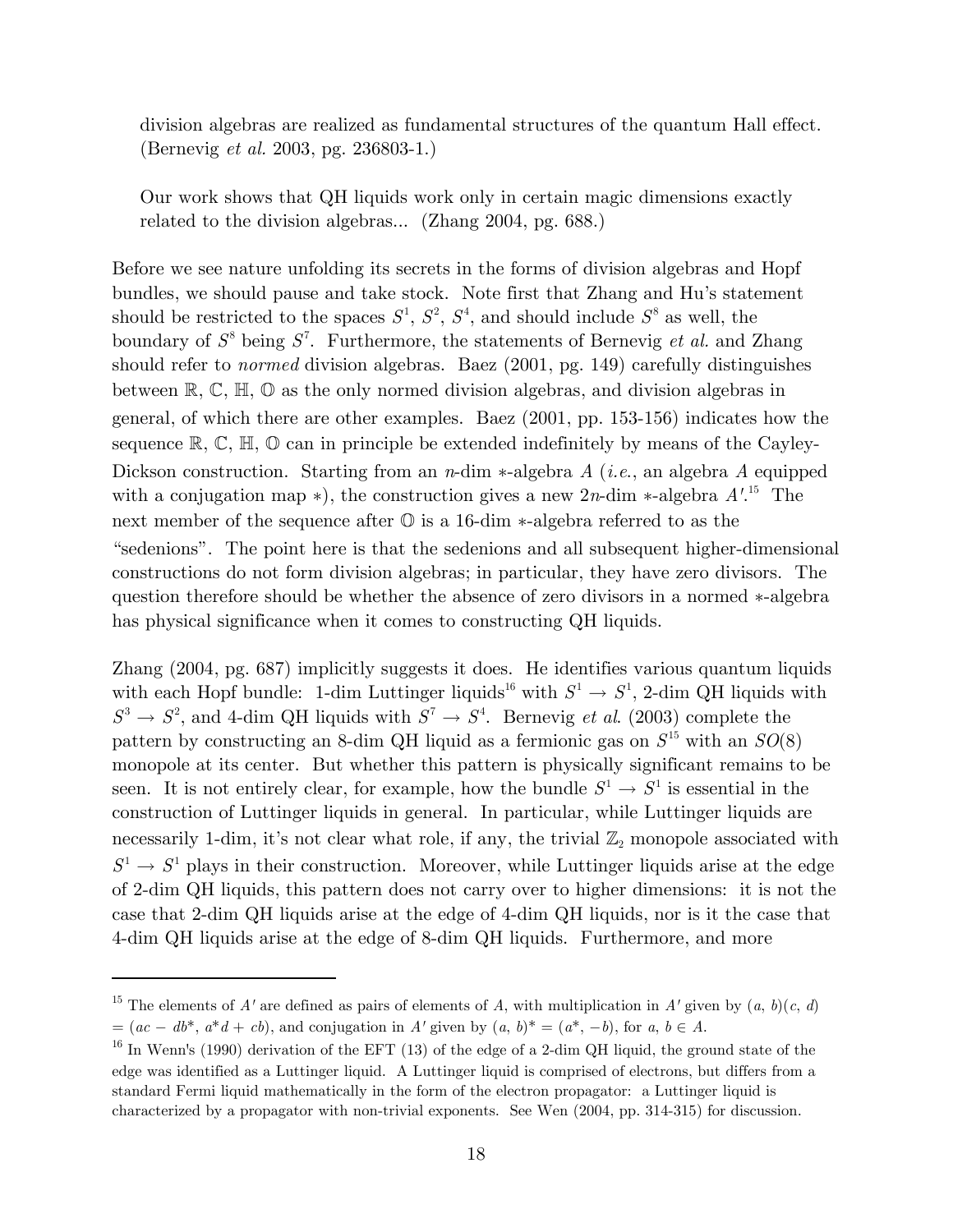division algebras are realized as fundamental structures of the quantum Hall effect. (Bernevig *et al.* 2003, pg. 236803-1.)

Our work shows that QH liquids work only in certain magic dimensions exactly related to the division algebras... (Zhang 2004, pg. 688.)

Before we see nature unfolding its secrets in the forms of division algebras and Hopf bundles, we should pause and take stock. Note first that Zhang and Hu's statement should be restricted to the spaces $S^1$, $S^2$, $S^4$, and should include $S^8$ as well, the boundary of $S^8$ being $S^7$. Furthermore, the statements of Bernevig *et al.* and Zhang should refer to *normed* division algebras. Baez (2001, pg. 149) carefully distinguishes between $\mathbb{R}$, $\mathbb{C}$, $\mathbb{H}$, $\mathbb{O}$ as the only normed division algebras, and division algebras in general, of which there are other examples. Baez (2001, pp. 153-156) indicates how the sequence $\mathbb{R}$, $\mathbb{C}$, $\mathbb{H}$, $\mathbb{O}$ can in principle be extended indefinitely by means of the Cayley-Dickson construction. Starting from an $n$-dim $*$-algebra $A$ (*i.e.*, an algebra $A$ equipped with a conjugation map $*$), the construction gives a new $2n$-dim $*$-algebra $A'$.[15] The next member of the sequence after $\mathbb{O}$ is a 16-dim $*$-algebra referred to as the "sedenions". The point here is that the sedenions and all subsequent higher-dimensional constructions do not form division algebras; in particular, they have zero divisors. The question therefore should be whether the absence of zero divisors in a normed $*$-algebra has physical significance when it comes to constructing QH liquids.

Zhang (2004, pg. 687) implicitly suggests it does. He identifies various quantum liquids with each Hopf bundle: 1-dim Luttinger liquids[16] with $S^1 \to S^1$, 2-dim QH liquids with $S^3 \to S^2$, and 4-dim QH liquids with $S^7 \to S^4$. Bernevig *et al.* (2003) complete the pattern by constructing an 8-dim QH liquid as a fermionic gas on $S^{15}$ with an $SO(8)$ monopole at its center. But whether this pattern is physically significant remains to be seen. It is not entirely clear, for example, how the bundle $S^1 \to S^1$ is essential in the construction of Luttinger liquids in general. In particular, while Luttinger liquids are necessarily 1-dim, it's not clear what role, if any, the trivial $\mathbb{Z}_2$ monopole associated with $S^1 \to S^1$ plays in their construction. Moreover, while Luttinger liquids arise at the edge of 2-dim QH liquids, this pattern does not carry over to higher dimensions: it is not the case that 2-dim QH liquids arise at the edge of 4-dim QH liquids, nor is it the case that 4-dim QH liquids arise at the edge of 8-dim QH liquids. Furthermore, and more

---

[15] The elements of $A'$ are defined as pairs of elements of $A$, with multiplication in $A'$ given by $(a, b)(c, d) = (ac - db^*, a^*d + cb)$, and conjugation in $A'$ given by $(a, b)^* = (a^*, -b)$, for $a, b \in A$.

[16] In Wenn's (1990) derivation of the EFT (13) of the edge of a 2-dim QH liquid, the ground state of the edge was identified as a Luttinger liquid. A Luttinger liquid is comprised of electrons, but differs from a standard Fermi liquid mathematically in the form of the electron propagator: a Luttinger liquid is characterized by a propagator with non-trivial exponents. See Wen (2004, pp. 314-315) for discussion.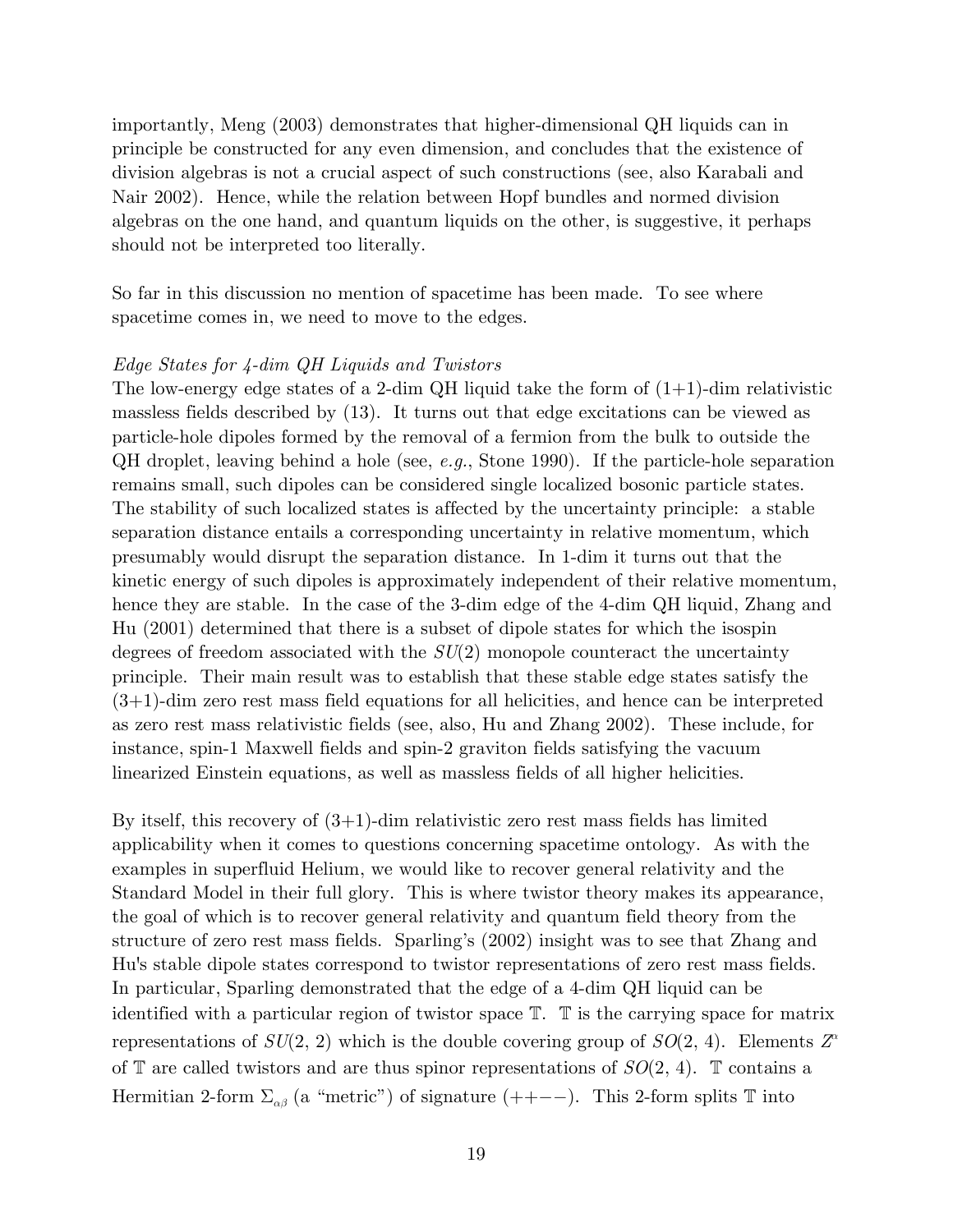importantly, Meng (2003) demonstrates that higher-dimensional QH liquids can in principle be constructed for any even dimension, and concludes that the existence of division algebras is not a crucial aspect of such constructions (see, also Karabali and Nair 2002). Hence, while the relation between Hopf bundles and normed division algebras on the one hand, and quantum liquids on the other, is suggestive, it perhaps should not be interpreted too literally.

So far in this discussion no mention of spacetime has been made. To see where spacetime comes in, we need to move to the edges.

*Edge States for 4-dim QH Liquids and Twistors*

The low-energy edge states of a 2-dim QH liquid take the form of (1+1)-dim relativistic massless fields described by (13). It turns out that edge excitations can be viewed as particle-hole dipoles formed by the removal of a fermion from the bulk to outside the QH droplet, leaving behind a hole (see, *e.g.*, Stone 1990). If the particle-hole separation remains small, such dipoles can be considered single localized bosonic particle states. The stability of such localized states is affected by the uncertainty principle: a stable separation distance entails a corresponding uncertainty in relative momentum, which presumably would disrupt the separation distance. In 1-dim it turns out that the kinetic energy of such dipoles is approximately independent of their relative momentum, hence they are stable. In the case of the 3-dim edge of the 4-dim QH liquid, Zhang and Hu (2001) determined that there is a subset of dipole states for which the isospin degrees of freedom associated with the $SU(2)$ monopole counteract the uncertainty principle. Their main result was to establish that these stable edge states satisfy the (3+1)-dim zero rest mass field equations for all helicities, and hence can be interpreted as zero rest mass relativistic fields (see, also, Hu and Zhang 2002). These include, for instance, spin-1 Maxwell fields and spin-2 graviton fields satisfying the vacuum linearized Einstein equations, as well as massless fields of all higher helicities.

By itself, this recovery of (3+1)-dim relativistic zero rest mass fields has limited applicability when it comes to questions concerning spacetime ontology. As with the examples in superfluid Helium, we would like to recover general relativity and the Standard Model in their full glory. This is where twistor theory makes its appearance, the goal of which is to recover general relativity and quantum field theory from the structure of zero rest mass fields. Sparling's (2002) insight was to see that Zhang and Hu's stable dipole states correspond to twistor representations of zero rest mass fields. In particular, Sparling demonstrated that the edge of a 4-dim QH liquid can be identified with a particular region of twistor space $\mathbb{T}$. $\mathbb{T}$ is the carrying space for matrix representations of $SU(2, 2)$ which is the double covering group of $SO(2, 4)$. Elements $Z^\alpha$ of $\mathbb{T}$ are called twistors and are thus spinor representations of $SO(2, 4)$. $\mathbb{T}$ contains a Hermitian 2-form $\Sigma_{\alpha\beta}$ (a "metric") of signature $(++--)$. This 2-form splits $\mathbb{T}$ into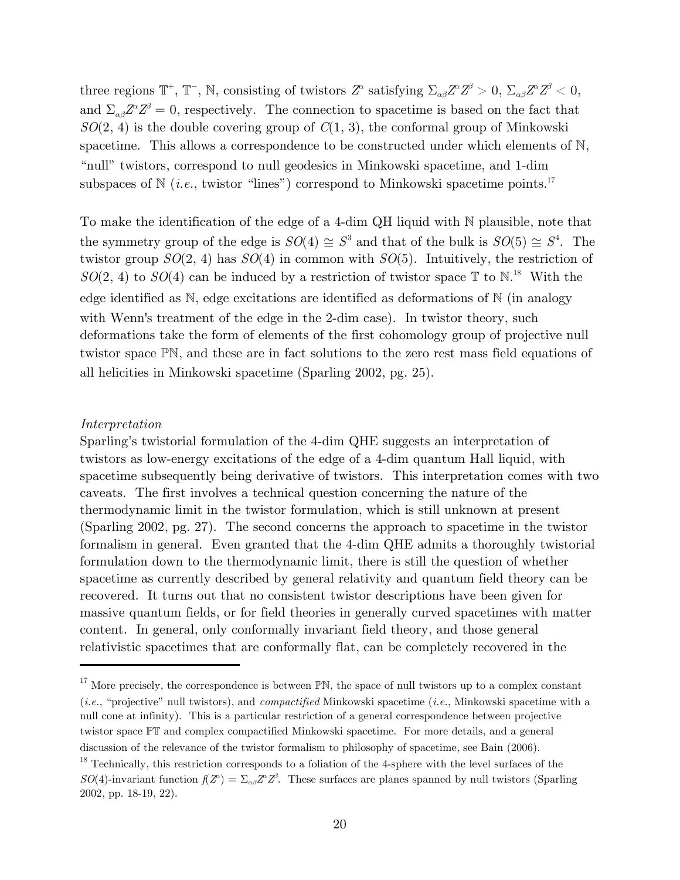three regions $\mathbb{T}^+$, $\mathbb{T}^-$, $\mathbb{N}$, consisting of twistors $Z^\alpha$ satisfying $\Sigma_{\alpha\beta}Z^\alpha Z^\beta > 0$, $\Sigma_{\alpha\beta}Z^\alpha Z^\beta < 0$, and $\Sigma_{\alpha\beta}Z^\alpha Z^\beta = 0$, respectively. The connection to spacetime is based on the fact that $SO(2, 4)$ is the double covering group of $C(1, 3)$, the conformal group of Minkowski spacetime. This allows a correspondence to be constructed under which elements of $\mathbb{N}$, "null" twistors, correspond to null geodesics in Minkowski spacetime, and 1-dim subspaces of $\mathbb{N}$ (*i.e.*, twistor "lines") correspond to Minkowski spacetime points.[17]

To make the identification of the edge of a 4-dim QH liquid with $\mathbb{N}$ plausible, note that the symmetry group of the edge is $SO(4) \cong S^3$ and that of the bulk is $SO(5) \cong S^4$. The twistor group $SO(2, 4)$ has $SO(4)$ in common with $SO(5)$. Intuitively, the restriction of $SO(2, 4)$ to $SO(4)$ can be induced by a restriction of twistor space $\mathbb{T}$ to $\mathbb{N}$.[18] With the edge identified as $\mathbb{N}$, edge excitations are identified as deformations of $\mathbb{N}$ (in analogy with Wenn's treatment of the edge in the 2-dim case). In twistor theory, such deformations take the form of elements of the first cohomology group of projective null twistor space $\mathbb{PN}$, and these are in fact solutions to the zero rest mass field equations of all helicities in Minkowski spacetime (Sparling 2002, pg. 25).

*Interpretation*

Sparling's twistorial formulation of the 4-dim QHE suggests an interpretation of twistors as low-energy excitations of the edge of a 4-dim quantum Hall liquid, with spacetime subsequently being derivative of twistors. This interpretation comes with two caveats. The first involves a technical question concerning the nature of the thermodynamic limit in the twistor formulation, which is still unknown at present (Sparling 2002, pg. 27). The second concerns the approach to spacetime in the twistor formalism in general. Even granted that the 4-dim QHE admits a thoroughly twistorial formulation down to the thermodynamic limit, there is still the question of whether spacetime as currently described by general relativity and quantum field theory can be recovered. It turns out that no consistent twistor descriptions have been given for massive quantum fields, or for field theories in generally curved spacetimes with matter content. In general, only conformally invariant field theory, and those general relativistic spacetimes that are conformally flat, can be completely recovered in the

---

[17] More precisely, the correspondence is between $\mathbb{PN}$, the space of null twistors up to a complex constant (*i.e.*, "projective" null twistors), and *compactified* Minkowski spacetime (*i.e.*, Minkowski spacetime with a null cone at infinity). This is a particular restriction of a general correspondence between projective twistor space $\mathbb{PT}$ and complex compactified Minkowski spacetime. For more details, and a general discussion of the relevance of the twistor formalism to philosophy of spacetime, see Bain (2006).

[18] Technically, this restriction corresponds to a foliation of the 4-sphere with the level surfaces of the $SO(4)$-invariant function $f(Z^\alpha) = \Sigma_{\alpha\beta}Z^\alpha Z^\beta$. These surfaces are planes spanned by null twistors (Sparling 2002, pp. 18-19, 22).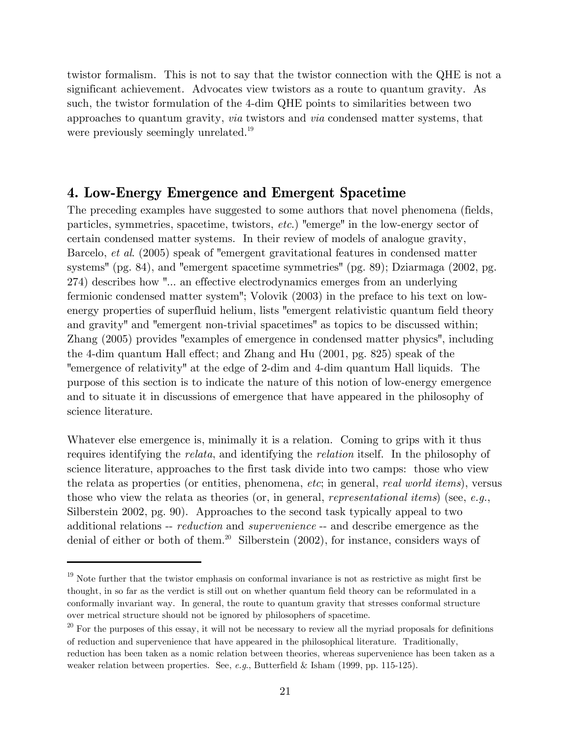twistor formalism. This is not to say that the twistor connection with the QHE is not a significant achievement. Advocates view twistors as a route to quantum gravity. As such, the twistor formulation of the 4-dim QHE points to similarities between two approaches to quantum gravity, *via* twistors and *via* condensed matter systems, that were previously seemingly unrelated.[19]

## 4. Low-Energy Emergence and Emergent Spacetime

The preceding examples have suggested to some authors that novel phenomena (fields, particles, symmetries, spacetime, twistors, *etc.*) "emerge" in the low-energy sector of certain condensed matter systems. In their review of models of analogue gravity, Barcelo, *et al*. (2005) speak of "emergent gravitational features in condensed matter systems" (pg. 84), and "emergent spacetime symmetries" (pg. 89); Dziarmaga (2002, pg. 274) describes how "... an effective electrodynamics emerges from an underlying fermionic condensed matter system"; Volovik (2003) in the preface to his text on low-energy properties of superfluid helium, lists "emergent relativistic quantum field theory and gravity" and "emergent non-trivial spacetimes" as topics to be discussed within; Zhang (2005) provides "examples of emergence in condensed matter physics", including the 4-dim quantum Hall effect; and Zhang and Hu (2001, pg. 825) speak of the "emergence of relativity" at the edge of 2-dim and 4-dim quantum Hall liquids. The purpose of this section is to indicate the nature of this notion of low-energy emergence and to situate it in discussions of emergence that have appeared in the philosophy of science literature.

Whatever else emergence is, minimally it is a relation. Coming to grips with it thus requires identifying the *relata*, and identifying the *relation* itself. In the philosophy of science literature, approaches to the first task divide into two camps: those who view the relata as properties (or entities, phenomena, *etc*; in general, *real world items*), versus those who view the relata as theories (or, in general, *representational items*) (see, *e.g.*, Silberstein 2002, pg. 90). Approaches to the second task typically appeal to two additional relations -- *reduction* and *supervenience* -- and describe emergence as the denial of either or both of them.[20] Silberstein (2002), for instance, considers ways of

---

[19] Note further that the twistor emphasis on conformal invariance is not as restrictive as might first be thought, in so far as the verdict is still out on whether quantum field theory can be reformulated in a conformally invariant way. In general, the route to quantum gravity that stresses conformal structure over metrical structure should not be ignored by philosophers of spacetime.

[20] For the purposes of this essay, it will not be necessary to review all the myriad proposals for definitions of reduction and supervenience that have appeared in the philosophical literature. Traditionally, reduction has been taken as a nomic relation between theories, whereas supervenience has been taken as a weaker relation between properties. See, *e.g.*, Butterfield & Isham (1999, pp. 115-125).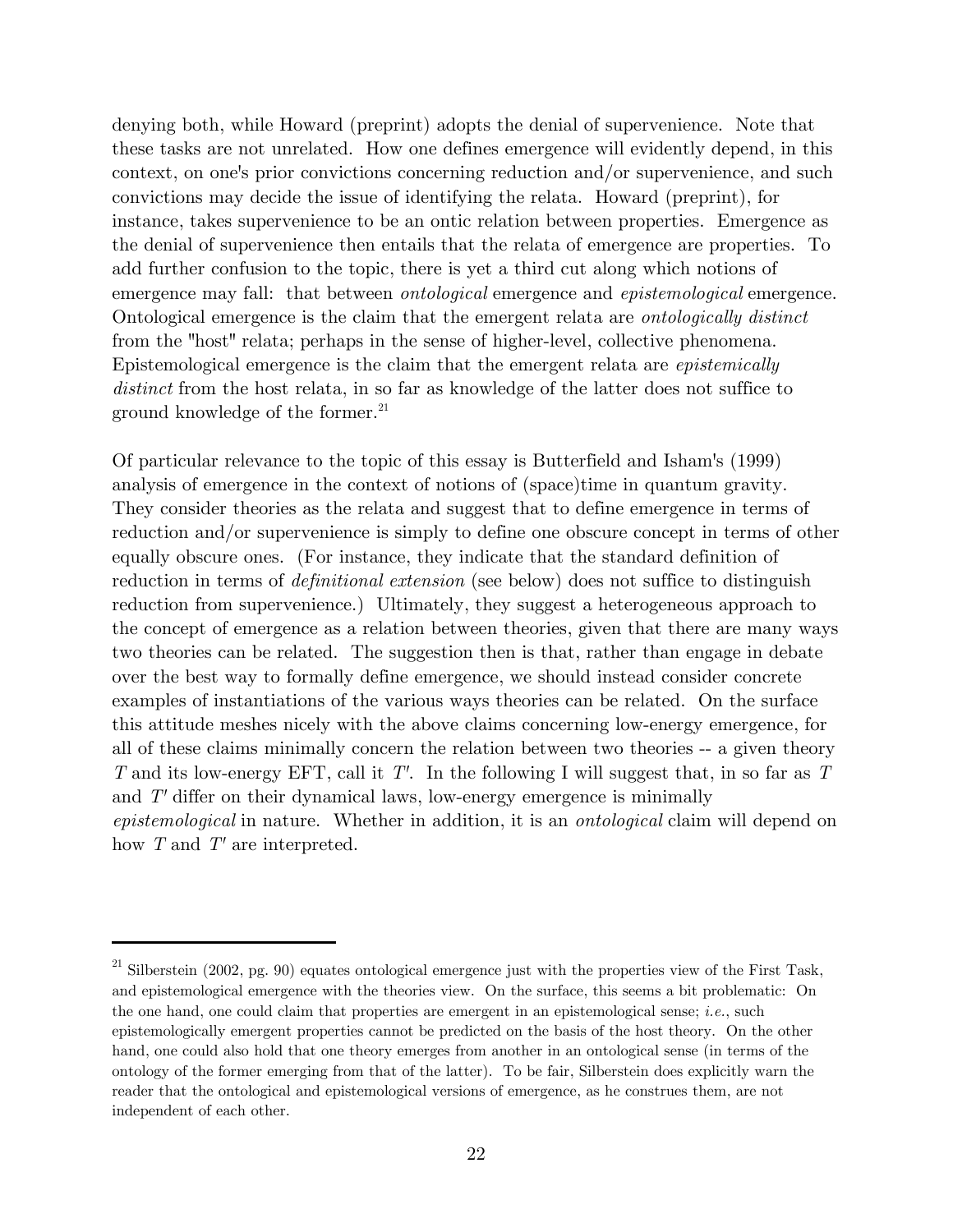denying both, while Howard (preprint) adopts the denial of supervenience. Note that these tasks are not unrelated. How one defines emergence will evidently depend, in this context, on one's prior convictions concerning reduction and/or supervenience, and such convictions may decide the issue of identifying the relata. Howard (preprint), for instance, takes supervenience to be an ontic relation between properties. Emergence as the denial of supervenience then entails that the relata of emergence are properties. To add further confusion to the topic, there is yet a third cut along which notions of emergence may fall: that between *ontological* emergence and *epistemological* emergence. Ontological emergence is the claim that the emergent relata are *ontologically distinct* from the "host" relata; perhaps in the sense of higher-level, collective phenomena. Epistemological emergence is the claim that the emergent relata are *epistemically distinct* from the host relata, in so far as knowledge of the latter does not suffice to ground knowledge of the former.[21]

Of particular relevance to the topic of this essay is Butterfield and Isham's (1999) analysis of emergence in the context of notions of (space)time in quantum gravity. They consider theories as the relata and suggest that to define emergence in terms of reduction and/or supervenience is simply to define one obscure concept in terms of other equally obscure ones. (For instance, they indicate that the standard definition of reduction in terms of *definitional extension* (see below) does not suffice to distinguish reduction from supervenience.) Ultimately, they suggest a heterogeneous approach to the concept of emergence as a relation between theories, given that there are many ways two theories can be related. The suggestion then is that, rather than engage in debate over the best way to formally define emergence, we should instead consider concrete examples of instantiations of the various ways theories can be related. On the surface this attitude meshes nicely with the above claims concerning low-energy emergence, for all of these claims minimally concern the relation between two theories -- a given theory $T$ and its low-energy EFT, call it $T'$. In the following I will suggest that, in so far as $T$ and $T'$ differ on their dynamical laws, low-energy emergence is minimally *epistemological* in nature. Whether in addition, it is an *ontological* claim will depend on how $T$ and $T'$ are interpreted.

---

[21] Silberstein (2002, pg. 90) equates ontological emergence just with the properties view of the First Task, and epistemological emergence with the theories view. On the surface, this seems a bit problematic: On the one hand, one could claim that properties are emergent in an epistemological sense; *i.e.*, such epistemologically emergent properties cannot be predicted on the basis of the host theory. On the other hand, one could also hold that one theory emerges from another in an ontological sense (in terms of the ontology of the former emerging from that of the latter). To be fair, Silberstein does explicitly warn the reader that the ontological and epistemological versions of emergence, as he construes them, are not independent of each other.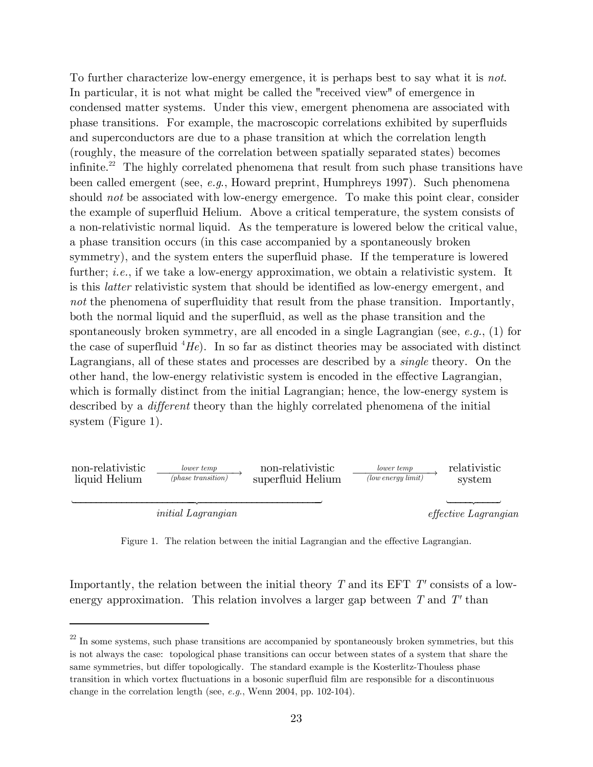To further characterize low-energy emergence, it is perhaps best to say what it is *not*. In particular, it is not what might be called the "received view" of emergence in condensed matter systems. Under this view, emergent phenomena are associated with phase transitions. For example, the macroscopic correlations exhibited by superfluids and superconductors are due to a phase transition at which the correlation length (roughly, the measure of the correlation between spatially separated states) becomes infinite.[22] The highly correlated phenomena that result from such phase transitions have been called emergent (see, *e.g.*, Howard preprint, Humphreys 1997). Such phenomena should *not* be associated with low-energy emergence. To make this point clear, consider the example of superfluid Helium. Above a critical temperature, the system consists of a non-relativistic normal liquid. As the temperature is lowered below the critical value, a phase transition occurs (in this case accompanied by a spontaneously broken symmetry), and the system enters the superfluid phase. If the temperature is lowered further; *i.e.*, if we take a low-energy approximation, we obtain a relativistic system. It is this *latter* relativistic system that should be identified as low-energy emergent, and *not* the phenomena of superfluidity that result from the phase transition. Importantly, both the normal liquid and the superfluid, as well as the phase transition and the spontaneously broken symmetry, are all encoded in a single Lagrangian (see, *e.g.*, (1) for the case of superfluid $^4He$). In so far as distinct theories may be associated with distinct Lagrangians, all of these states and processes are described by a *single* theory. On the other hand, the low-energy relativistic system is encoded in the effective Lagrangian, which is formally distinct from the initial Lagrangian; hence, the low-energy system is described by a *different* theory than the highly correlated phenomena of the initial system (Figure 1).

$$\underbrace{\text{non-relativistic liquid Helium} \xrightarrow[\text{(phase transition)}]{\text{lower temp}} \text{non-relativistic superfluid Helium}}_{\textit{initial Lagrangian}} \xrightarrow[\text{(low energy limit)}]{\text{lower temp}} \underbrace{\text{relativistic system}}_{\textit{effective Lagrangian}}$$

Figure 1. The relation between the initial Lagrangian and the effective Lagrangian.

Importantly, the relation between the initial theory $T$ and its EFT $T'$ consists of a low-energy approximation. This relation involves a larger gap between $T$ and $T'$ than

[22] In some systems, such phase transitions are accompanied by spontaneously broken symmetries, but this is not always the case: topological phase transitions can occur between states of a system that share the same symmetries, but differ topologically. The standard example is the Kosterlitz-Thouless phase transition in which vortex fluctuations in a bosonic superfluid film are responsible for a discontinuous change in the correlation length (see, *e.g.*, Wenn 2004, pp. 102-104).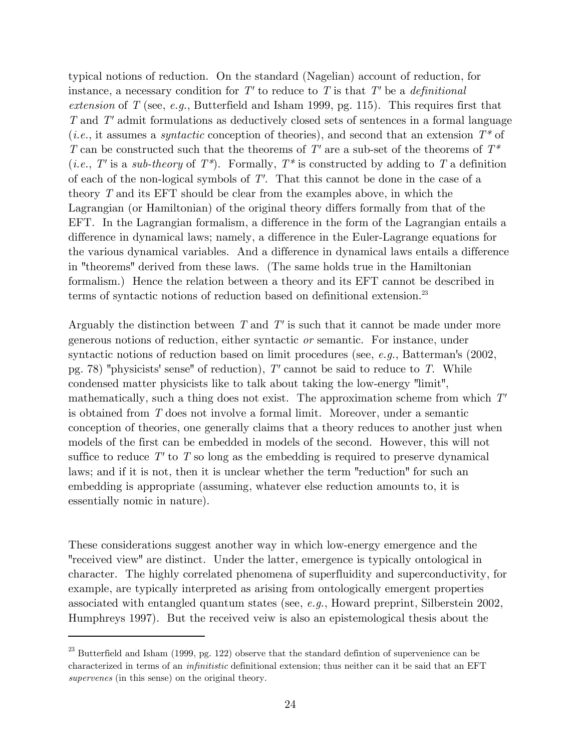typical notions of reduction. On the standard (Nagelian) account of reduction, for instance, a necessary condition for $T'$ to reduce to $T$ is that $T'$ be a *definitional extension* of $T$ (see, *e.g.*, Butterfield and Isham 1999, pg. 115). This requires first that $T$ and $T'$ admit formulations as deductively closed sets of sentences in a formal language (*i.e.*, it assumes a *syntactic* conception of theories), and second that an extension $T^*$ of $T$ can be constructed such that the theorems of $T'$ are a sub-set of the theorems of $T^*$ (*i.e.*, $T'$ is a *sub-theory* of $T^*$). Formally, $T^*$ is constructed by adding to $T$ a definition of each of the non-logical symbols of $T'$. That this cannot be done in the case of a theory $T$ and its EFT should be clear from the examples above, in which the Lagrangian (or Hamiltonian) of the original theory differs formally from that of the EFT. In the Lagrangian formalism, a difference in the form of the Lagrangian entails a difference in dynamical laws; namely, a difference in the Euler-Lagrange equations for the various dynamical variables. And a difference in dynamical laws entails a difference in "theorems" derived from these laws. (The same holds true in the Hamiltonian formalism.) Hence the relation between a theory and its EFT cannot be described in terms of syntactic notions of reduction based on definitional extension.[23]

Arguably the distinction between $T$ and $T'$ is such that it cannot be made under more generous notions of reduction, either syntactic *or* semantic. For instance, under syntactic notions of reduction based on limit procedures (see, *e.g.*, Batterman's (2002, pg. 78) "physicists' sense" of reduction), $T'$ cannot be said to reduce to $T$. While condensed matter physicists like to talk about taking the low-energy "limit", mathematically, such a thing does not exist. The approximation scheme from which $T'$ is obtained from $T$ does not involve a formal limit. Moreover, under a semantic conception of theories, one generally claims that a theory reduces to another just when models of the first can be embedded in models of the second. However, this will not suffice to reduce $T'$ to $T$ so long as the embedding is required to preserve dynamical laws; and if it is not, then it is unclear whether the term "reduction" for such an embedding is appropriate (assuming, whatever else reduction amounts to, it is essentially nomic in nature).

These considerations suggest another way in which low-energy emergence and the "received view" are distinct. Under the latter, emergence is typically ontological in character. The highly correlated phenomena of superfluidity and superconductivity, for example, are typically interpreted as arising from ontologically emergent properties associated with entangled quantum states (see, *e.g.*, Howard preprint, Silberstein 2002, Humphreys 1997). But the received veiw is also an epistemological thesis about the

[23] Butterfield and Isham (1999, pg. 122) observe that the standard defintion of supervenience can be characterized in terms of an *infinitistic* definitional extension; thus neither can it be said that an EFT *supervenes* (in this sense) on the original theory.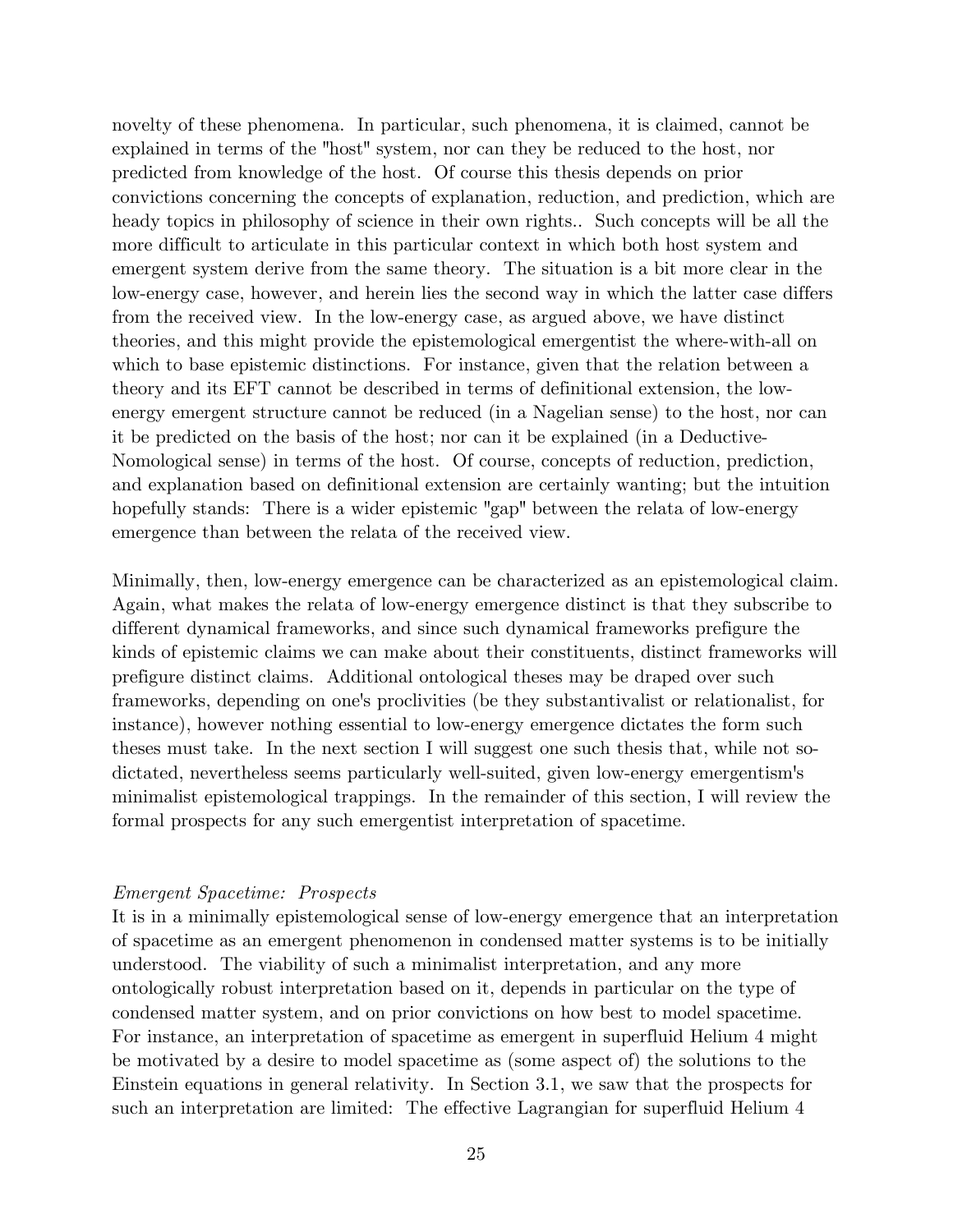novelty of these phenomena. In particular, such phenomena, it is claimed, cannot be explained in terms of the "host" system, nor can they be reduced to the host, nor predicted from knowledge of the host. Of course this thesis depends on prior convictions concerning the concepts of explanation, reduction, and prediction, which are heady topics in philosophy of science in their own rights.. Such concepts will be all the more difficult to articulate in this particular context in which both host system and emergent system derive from the same theory. The situation is a bit more clear in the low-energy case, however, and herein lies the second way in which the latter case differs from the received view. In the low-energy case, as argued above, we have distinct theories, and this might provide the epistemological emergentist the where-with-all on which to base epistemic distinctions. For instance, given that the relation between a theory and its EFT cannot be described in terms of definitional extension, the low-energy emergent structure cannot be reduced (in a Nagelian sense) to the host, nor can it be predicted on the basis of the host; nor can it be explained (in a Deductive-Nomological sense) in terms of the host. Of course, concepts of reduction, prediction, and explanation based on definitional extension are certainly wanting; but the intuition hopefully stands: There is a wider epistemic "gap" between the relata of low-energy emergence than between the relata of the received view.

Minimally, then, low-energy emergence can be characterized as an epistemological claim. Again, what makes the relata of low-energy emergence distinct is that they subscribe to different dynamical frameworks, and since such dynamical frameworks prefigure the kinds of epistemic claims we can make about their constituents, distinct frameworks will prefigure distinct claims. Additional ontological theses may be draped over such frameworks, depending on one's proclivities (be they substantivalist or relationalist, for instance), however nothing essential to low-energy emergence dictates the form such theses must take. In the next section I will suggest one such thesis that, while not so-dictated, nevertheless seems particularly well-suited, given low-energy emergentism's minimalist epistemological trappings. In the remainder of this section, I will review the formal prospects for any such emergentist interpretation of spacetime.

*Emergent Spacetime: Prospects*

It is in a minimally epistemological sense of low-energy emergence that an interpretation of spacetime as an emergent phenomenon in condensed matter systems is to be initially understood. The viability of such a minimalist interpretation, and any more ontologically robust interpretation based on it, depends in particular on the type of condensed matter system, and on prior convictions on how best to model spacetime. For instance, an interpretation of spacetime as emergent in superfluid Helium 4 might be motivated by a desire to model spacetime as (some aspect of) the solutions to the Einstein equations in general relativity. In Section 3.1, we saw that the prospects for such an interpretation are limited: The effective Lagrangian for superfluid Helium 4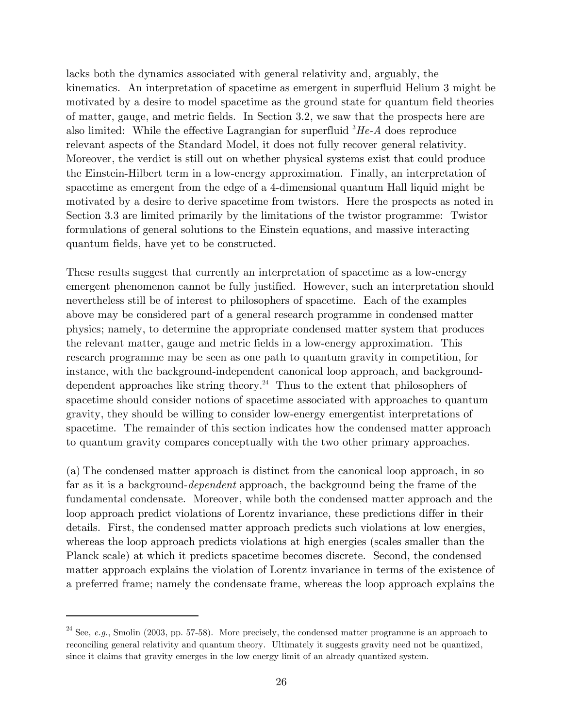lacks both the dynamics associated with general relativity and, arguably, the kinematics. An interpretation of spacetime as emergent in superfluid Helium 3 might be motivated by a desire to model spacetime as the ground state for quantum field theories of matter, gauge, and metric fields. In Section 3.2, we saw that the prospects here are also limited: While the effective Lagrangian for superfluid $^3He\text{-}A$ does reproduce relevant aspects of the Standard Model, it does not fully recover general relativity. Moreover, the verdict is still out on whether physical systems exist that could produce the Einstein-Hilbert term in a low-energy approximation. Finally, an interpretation of spacetime as emergent from the edge of a 4-dimensional quantum Hall liquid might be motivated by a desire to derive spacetime from twistors. Here the prospects as noted in Section 3.3 are limited primarily by the limitations of the twistor programme: Twistor formulations of general solutions to the Einstein equations, and massive interacting quantum fields, have yet to be constructed.

These results suggest that currently an interpretation of spacetime as a low-energy emergent phenomenon cannot be fully justified. However, such an interpretation should nevertheless still be of interest to philosophers of spacetime. Each of the examples above may be considered part of a general research programme in condensed matter physics; namely, to determine the appropriate condensed matter system that produces the relevant matter, gauge and metric fields in a low-energy approximation. This research programme may be seen as one path to quantum gravity in competition, for instance, with the background-independent canonical loop approach, and background-dependent approaches like string theory.[24] Thus to the extent that philosophers of spacetime should consider notions of spacetime associated with approaches to quantum gravity, they should be willing to consider low-energy emergentist interpretations of spacetime. The remainder of this section indicates how the condensed matter approach to quantum gravity compares conceptually with the two other primary approaches.

(a) The condensed matter approach is distinct from the canonical loop approach, in so far as it is a background-*dependent* approach, the background being the frame of the fundamental condensate. Moreover, while both the condensed matter approach and the loop approach predict violations of Lorentz invariance, these predictions differ in their details. First, the condensed matter approach predicts such violations at low energies, whereas the loop approach predicts violations at high energies (scales smaller than the Planck scale) at which it predicts spacetime becomes discrete. Second, the condensed matter approach explains the violation of Lorentz invariance in terms of the existence of a preferred frame; namely the condensate frame, whereas the loop approach explains the

---

[24] See, *e.g.*, Smolin (2003, pp. 57-58). More precisely, the condensed matter programme is an approach to reconciling general relativity and quantum theory. Ultimately it suggests gravity need not be quantized, since it claims that gravity emerges in the low energy limit of an already quantized system.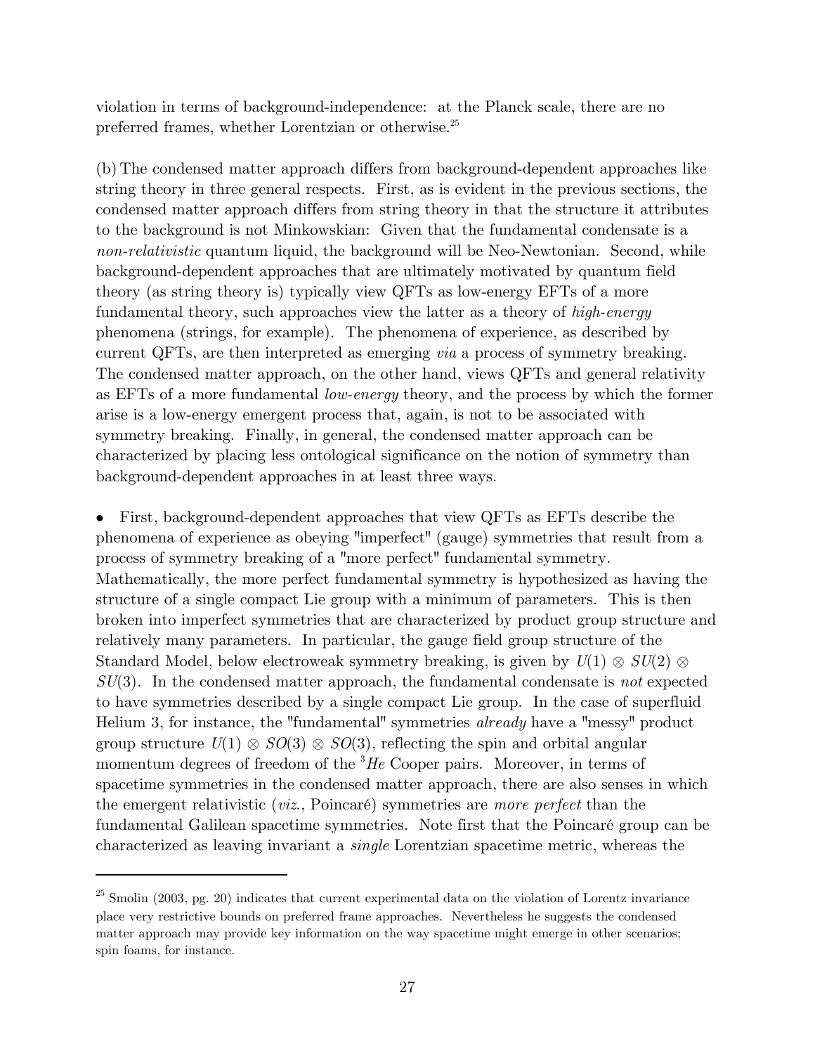violation in terms of background-independence: at the Planck scale, there are no preferred frames, whether Lorentzian or otherwise.[25]

(b) The condensed matter approach differs from background-dependent approaches like string theory in three general respects. First, as is evident in the previous sections, the condensed matter approach differs from string theory in that the structure it attributes to the background is not Minkowskian: Given that the fundamental condensate is a *non-relativistic* quantum liquid, the background will be Neo-Newtonian. Second, while background-dependent approaches that are ultimately motivated by quantum field theory (as string theory is) typically view QFTs as low-energy EFTs of a more fundamental theory, such approaches view the latter as a theory of *high-energy* phenomena (strings, for example). The phenomena of experience, as described by current QFTs, are then interpreted as emerging *via* a process of symmetry breaking. The condensed matter approach, on the other hand, views QFTs and general relativity as EFTs of a more fundamental *low-energy* theory, and the process by which the former arise is a low-energy emergent process that, again, is not to be associated with symmetry breaking. Finally, in general, the condensed matter approach can be characterized by placing less ontological significance on the notion of symmetry than background-dependent approaches in at least three ways.

- First, background-dependent approaches that view QFTs as EFTs describe the phenomena of experience as obeying "imperfect" (gauge) symmetries that result from a process of symmetry breaking of a "more perfect" fundamental symmetry. Mathematically, the more perfect fundamental symmetry is hypothesized as having the structure of a single compact Lie group with a minimum of parameters. This is then broken into imperfect symmetries that are characterized by product group structure and relatively many parameters. In particular, the gauge field group structure of the Standard Model, below electroweak symmetry breaking, is given by $U(1) \otimes SU(2) \otimes SU(3)$. In the condensed matter approach, the fundamental condensate is *not* expected to have symmetries described by a single compact Lie group. In the case of superfluid Helium 3, for instance, the "fundamental" symmetries *already* have a "messy" product group structure $U(1) \otimes SO(3) \otimes SO(3)$, reflecting the spin and orbital angular momentum degrees of freedom of the $^3He$ Cooper pairs. Moreover, in terms of spacetime symmetries in the condensed matter approach, there are also senses in which the emergent relativistic (*viz.*, Poincaré) symmetries are *more perfect* than the fundamental Galilean spacetime symmetries. Note first that the Poincaré group can be characterized as leaving invariant a *single* Lorentzian spacetime metric, whereas the

[25] Smolin (2003, pg. 20) indicates that current experimental data on the violation of Lorentz invariance place very restrictive bounds on preferred frame approaches. Nevertheless he suggests the condensed matter approach may provide key information on the way spacetime might emerge in other scenarios; spin foams, for instance.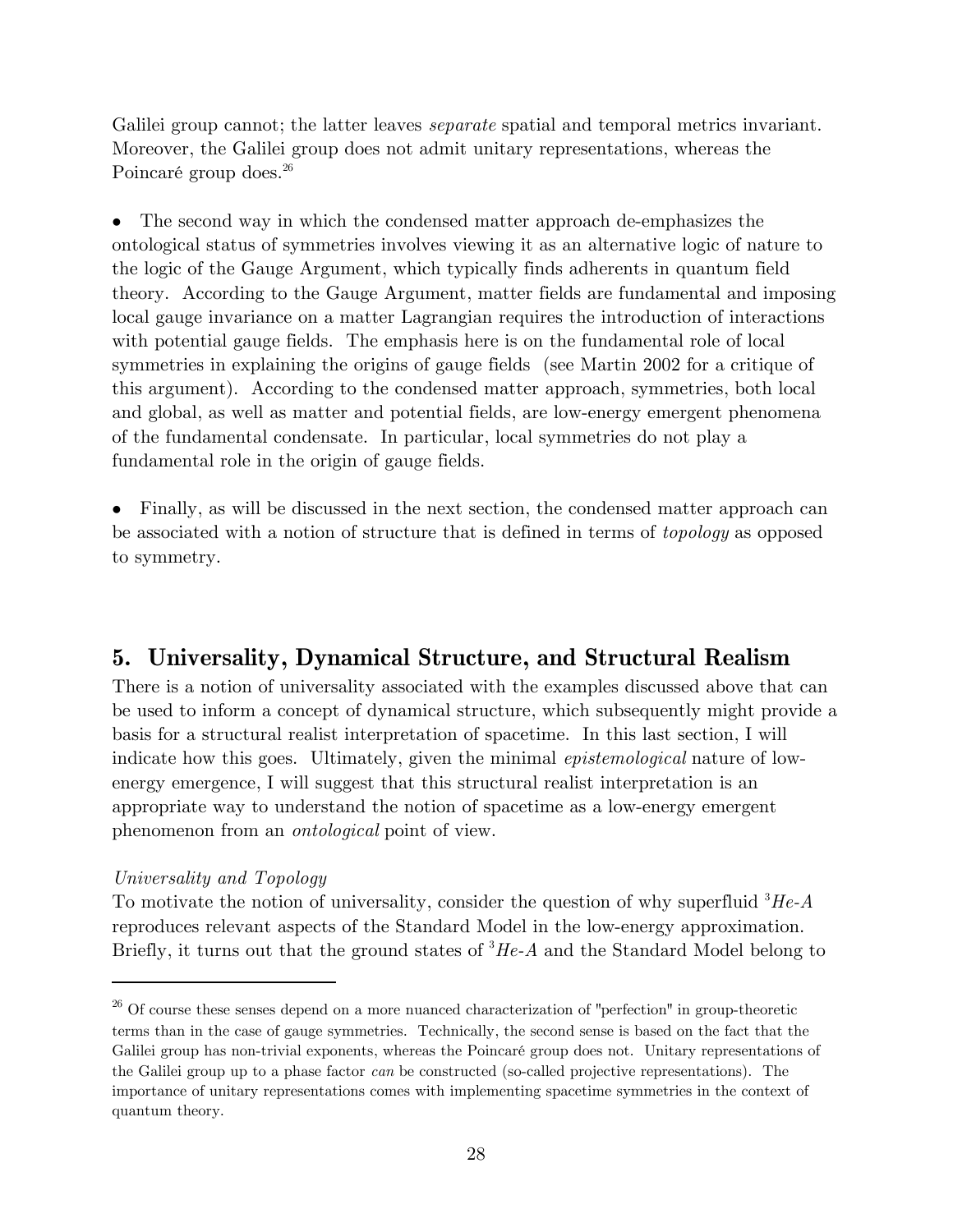Galilei group cannot; the latter leaves *separate* spatial and temporal metrics invariant. Moreover, the Galilei group does not admit unitary representations, whereas the Poincaré group does.[26]

- The second way in which the condensed matter approach de-emphasizes the ontological status of symmetries involves viewing it as an alternative logic of nature to the logic of the Gauge Argument, which typically finds adherents in quantum field theory. According to the Gauge Argument, matter fields are fundamental and imposing local gauge invariance on a matter Lagrangian requires the introduction of interactions with potential gauge fields. The emphasis here is on the fundamental role of local symmetries in explaining the origins of gauge fields (see Martin 2002 for a critique of this argument). According to the condensed matter approach, symmetries, both local and global, as well as matter and potential fields, are low-energy emergent phenomena of the fundamental condensate. In particular, local symmetries do not play a fundamental role in the origin of gauge fields.

- Finally, as will be discussed in the next section, the condensed matter approach can be associated with a notion of structure that is defined in terms of *topology* as opposed to symmetry.

## 5. Universality, Dynamical Structure, and Structural Realism

There is a notion of universality associated with the examples discussed above that can be used to inform a concept of dynamical structure, which subsequently might provide a basis for a structural realist interpretation of spacetime. In this last section, I will indicate how this goes. Ultimately, given the minimal *epistemological* nature of low-energy emergence, I will suggest that this structural realist interpretation is an appropriate way to understand the notion of spacetime as a low-energy emergent phenomenon from an *ontological* point of view.

*Universality and Topology*

To motivate the notion of universality, consider the question of why superfluid $^3$*He-A* reproduces relevant aspects of the Standard Model in the low-energy approximation. Briefly, it turns out that the ground states of $^3$*He-A* and the Standard Model belong to

---

[26] Of course these senses depend on a more nuanced characterization of "perfection" in group-theoretic terms than in the case of gauge symmetries. Technically, the second sense is based on the fact that the Galilei group has non-trivial exponents, whereas the Poincaré group does not. Unitary representations of the Galilei group up to a phase factor *can* be constructed (so-called projective representations). The importance of unitary representations comes with implementing spacetime symmetries in the context of quantum theory.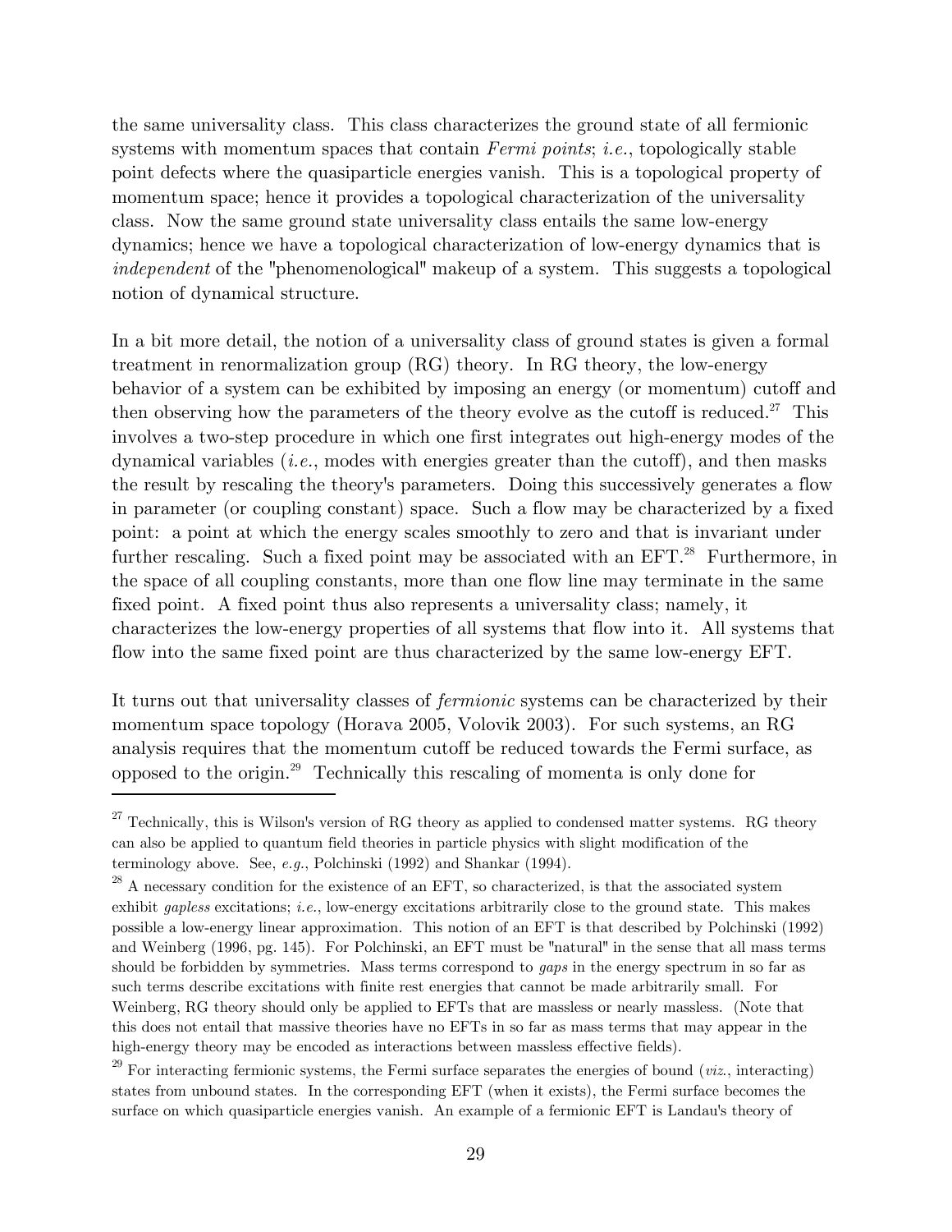the same universality class. This class characterizes the ground state of all fermionic systems with momentum spaces that contain *Fermi points*; *i.e.*, topologically stable point defects where the quasiparticle energies vanish. This is a topological property of momentum space; hence it provides a topological characterization of the universality class. Now the same ground state universality class entails the same low-energy dynamics; hence we have a topological characterization of low-energy dynamics that is *independent* of the "phenomenological" makeup of a system. This suggests a topological notion of dynamical structure.

In a bit more detail, the notion of a universality class of ground states is given a formal treatment in renormalization group (RG) theory. In RG theory, the low-energy behavior of a system can be exhibited by imposing an energy (or momentum) cutoff and then observing how the parameters of the theory evolve as the cutoff is reduced.[27] This involves a two-step procedure in which one first integrates out high-energy modes of the dynamical variables (*i.e.*, modes with energies greater than the cutoff), and then masks the result by rescaling the theory's parameters. Doing this successively generates a flow in parameter (or coupling constant) space. Such a flow may be characterized by a fixed point: a point at which the energy scales smoothly to zero and that is invariant under further rescaling. Such a fixed point may be associated with an EFT.[28] Furthermore, in the space of all coupling constants, more than one flow line may terminate in the same fixed point. A fixed point thus also represents a universality class; namely, it characterizes the low-energy properties of all systems that flow into it. All systems that flow into the same fixed point are thus characterized by the same low-energy EFT.

It turns out that universality classes of *fermionic* systems can be characterized by their momentum space topology (Horava 2005, Volovik 2003). For such systems, an RG analysis requires that the momentum cutoff be reduced towards the Fermi surface, as opposed to the origin.[29] Technically this rescaling of momenta is only done for

---

[27] Technically, this is Wilson's version of RG theory as applied to condensed matter systems. RG theory can also be applied to quantum field theories in particle physics with slight modification of the terminology above. See, *e.g.*, Polchinski (1992) and Shankar (1994).

[28] A necessary condition for the existence of an EFT, so characterized, is that the associated system exhibit *gapless* excitations; *i.e.*, low-energy excitations arbitrarily close to the ground state. This makes possible a low-energy linear approximation. This notion of an EFT is that described by Polchinski (1992) and Weinberg (1996, pg. 145). For Polchinski, an EFT must be "natural" in the sense that all mass terms should be forbidden by symmetries. Mass terms correspond to *gaps* in the energy spectrum in so far as such terms describe excitations with finite rest energies that cannot be made arbitrarily small. For Weinberg, RG theory should only be applied to EFTs that are massless or nearly massless. (Note that this does not entail that massive theories have no EFTs in so far as mass terms that may appear in the high-energy theory may be encoded as interactions between massless effective fields).

[29] For interacting fermionic systems, the Fermi surface separates the energies of bound (*viz.*, interacting) states from unbound states. In the corresponding EFT (when it exists), the Fermi surface becomes the surface on which quasiparticle energies vanish. An example of a fermionic EFT is Landau's theory of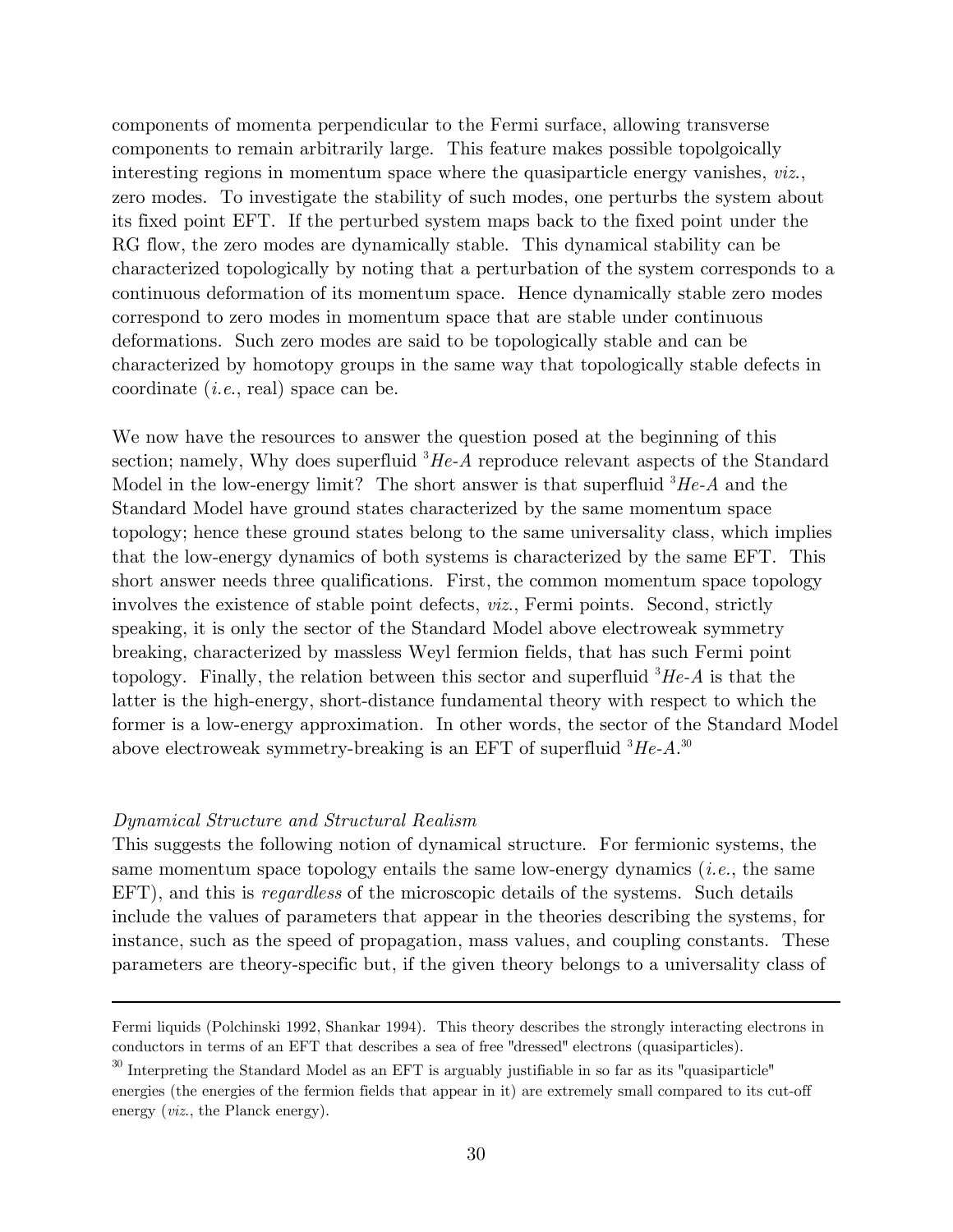components of momenta perpendicular to the Fermi surface, allowing transverse components to remain arbitrarily large. This feature makes possible topolgoically interesting regions in momentum space where the quasiparticle energy vanishes, *viz.*, zero modes. To investigate the stability of such modes, one perturbs the system about its fixed point EFT. If the perturbed system maps back to the fixed point under the RG flow, the zero modes are dynamically stable. This dynamical stability can be characterized topologically by noting that a perturbation of the system corresponds to a continuous deformation of its momentum space. Hence dynamically stable zero modes correspond to zero modes in momentum space that are stable under continuous deformations. Such zero modes are said to be topologically stable and can be characterized by homotopy groups in the same way that topologically stable defects in coordinate (*i.e.*, real) space can be.

We now have the resources to answer the question posed at the beginning of this section; namely, Why does superfluid $^3He$-$A$ reproduce relevant aspects of the Standard Model in the low-energy limit? The short answer is that superfluid $^3He$-$A$ and the Standard Model have ground states characterized by the same momentum space topology; hence these ground states belong to the same universality class, which implies that the low-energy dynamics of both systems is characterized by the same EFT. This short answer needs three qualifications. First, the common momentum space topology involves the existence of stable point defects, *viz.*, Fermi points. Second, strictly speaking, it is only the sector of the Standard Model above electroweak symmetry breaking, characterized by massless Weyl fermion fields, that has such Fermi point topology. Finally, the relation between this sector and superfluid $^3He$-$A$ is that the latter is the high-energy, short-distance fundamental theory with respect to which the former is a low-energy approximation. In other words, the sector of the Standard Model above electroweak symmetry-breaking is an EFT of superfluid $^3He$-$A$.[30]

*Dynamical Structure and Structural Realism*

This suggests the following notion of dynamical structure. For fermionic systems, the same momentum space topology entails the same low-energy dynamics (*i.e.*, the same EFT), and this is *regardless* of the microscopic details of the systems. Such details include the values of parameters that appear in the theories describing the systems, for instance, such as the speed of propagation, mass values, and coupling constants. These parameters are theory-specific but, if the given theory belongs to a universality class of

---

Fermi liquids (Polchinski 1992, Shankar 1994). This theory describes the strongly interacting electrons in conductors in terms of an EFT that describes a sea of free "dressed" electrons (quasiparticles).

[30] Interpreting the Standard Model as an EFT is arguably justifiable in so far as its "quasiparticle" energies (the energies of the fermion fields that appear in it) are extremely small compared to its cut-off energy (*viz.*, the Planck energy).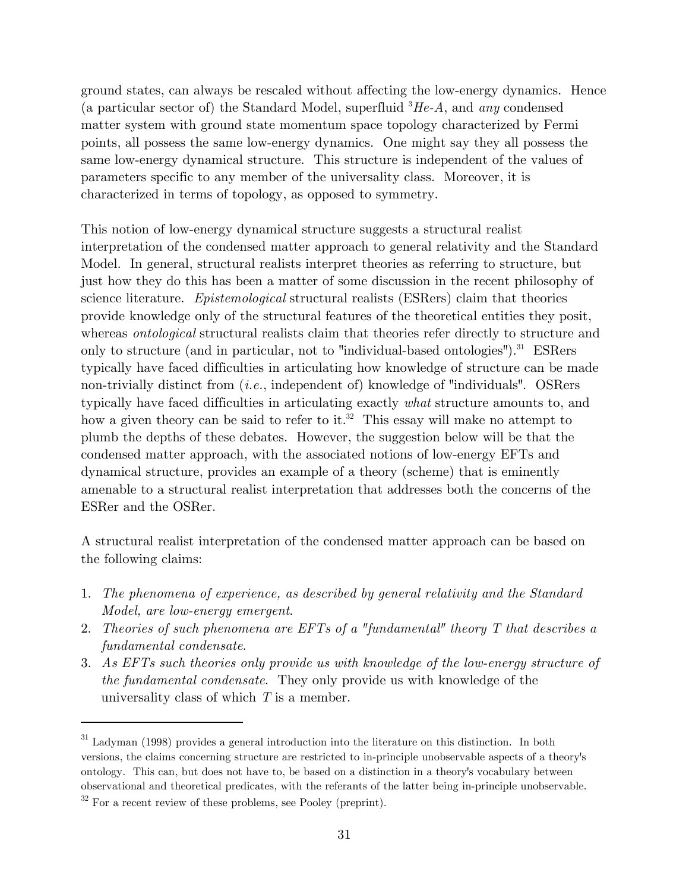ground states, can always be rescaled without affecting the low-energy dynamics. Hence (a particular sector of) the Standard Model, superfluid $^3He$-$A$, and *any* condensed matter system with ground state momentum space topology characterized by Fermi points, all possess the same low-energy dynamics. One might say they all possess the same low-energy dynamical structure. This structure is independent of the values of parameters specific to any member of the universality class. Moreover, it is characterized in terms of topology, as opposed to symmetry.

This notion of low-energy dynamical structure suggests a structural realist interpretation of the condensed matter approach to general relativity and the Standard Model. In general, structural realists interpret theories as referring to structure, but just how they do this has been a matter of some discussion in the recent philosophy of science literature. *Epistemological* structural realists (ESRers) claim that theories provide knowledge only of the structural features of the theoretical entities they posit, whereas *ontological* structural realists claim that theories refer directly to structure and only to structure (and in particular, not to "individual-based ontologies").[31] ESRers typically have faced difficulties in articulating how knowledge of structure can be made non-trivially distinct from (*i.e.*, independent of) knowledge of "individuals". OSRers typically have faced difficulties in articulating exactly *what* structure amounts to, and how a given theory can be said to refer to it.[32] This essay will make no attempt to plumb the depths of these debates. However, the suggestion below will be that the condensed matter approach, with the associated notions of low-energy EFTs and dynamical structure, provides an example of a theory (scheme) that is eminently amenable to a structural realist interpretation that addresses both the concerns of the ESRer and the OSRer.

A structural realist interpretation of the condensed matter approach can be based on the following claims:

1. *The phenomena of experience, as described by general relativity and the Standard Model, are low-energy emergent.*
2. *Theories of such phenomena are EFTs of a "fundamental" theory T that describes a fundamental condensate.*
3. *As EFTs such theories only provide us with knowledge of the low-energy structure of the fundamental condensate.* They only provide us with knowledge of the universality class of which $T$ is a member.

---

[31] Ladyman (1998) provides a general introduction into the literature on this distinction. In both versions, the claims concerning structure are restricted to in-principle unobservable aspects of a theory's ontology. This can, but does not have to, be based on a distinction in a theory's vocabulary between observational and theoretical predicates, with the referants of the latter being in-principle unobservable.

[32] For a recent review of these problems, see Pooley (preprint).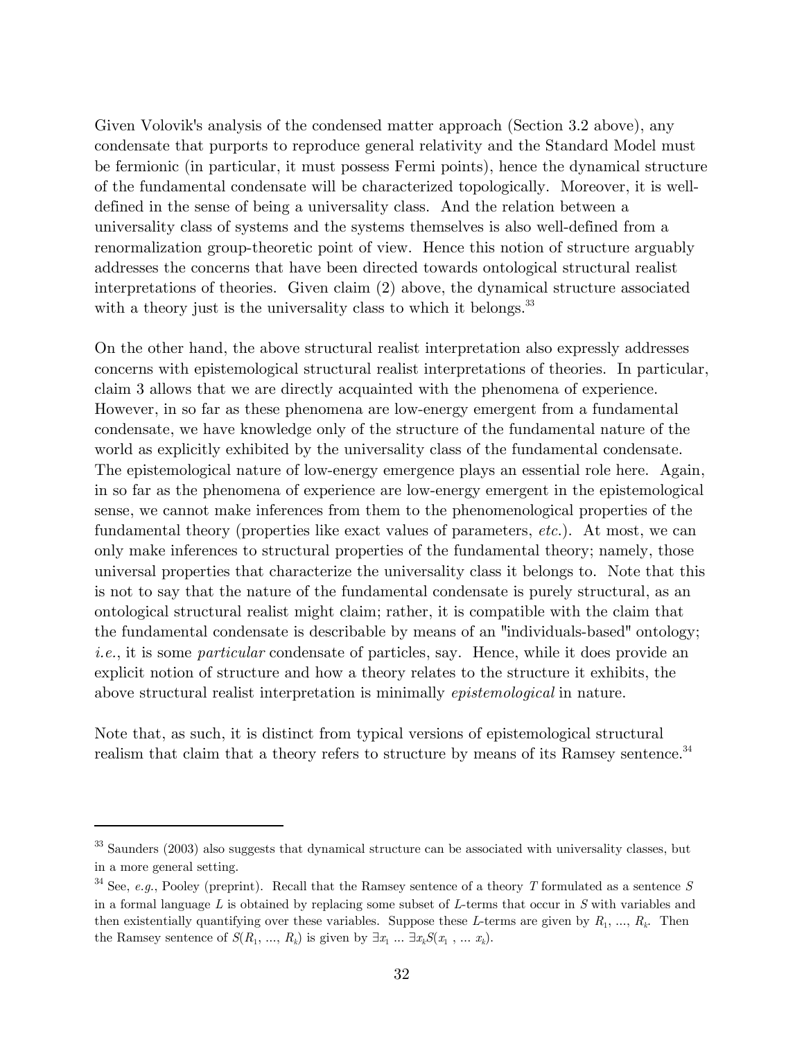Given Volovik's analysis of the condensed matter approach (Section 3.2 above), any condensate that purports to reproduce general relativity and the Standard Model must be fermionic (in particular, it must possess Fermi points), hence the dynamical structure of the fundamental condensate will be characterized topologically. Moreover, it is well-defined in the sense of being a universality class. And the relation between a universality class of systems and the systems themselves is also well-defined from a renormalization group-theoretic point of view. Hence this notion of structure arguably addresses the concerns that have been directed towards ontological structural realist interpretations of theories. Given claim (2) above, the dynamical structure associated with a theory just is the universality class to which it belongs.[33]

On the other hand, the above structural realist interpretation also expressly addresses concerns with epistemological structural realist interpretations of theories. In particular, claim 3 allows that we are directly acquainted with the phenomena of experience. However, in so far as these phenomena are low-energy emergent from a fundamental condensate, we have knowledge only of the structure of the fundamental nature of the world as explicitly exhibited by the universality class of the fundamental condensate. The epistemological nature of low-energy emergence plays an essential role here. Again, in so far as the phenomena of experience are low-energy emergent in the epistemological sense, we cannot make inferences from them to the phenomenological properties of the fundamental theory (properties like exact values of parameters, *etc.*). At most, we can only make inferences to structural properties of the fundamental theory; namely, those universal properties that characterize the universality class it belongs to. Note that this is not to say that the nature of the fundamental condensate is purely structural, as an ontological structural realist might claim; rather, it is compatible with the claim that the fundamental condensate is describable by means of an "individuals-based" ontology; *i.e.*, it is some *particular* condensate of particles, say. Hence, while it does provide an explicit notion of structure and how a theory relates to the structure it exhibits, the above structural realist interpretation is minimally *epistemological* in nature.

Note that, as such, it is distinct from typical versions of epistemological structural realism that claim that a theory refers to structure by means of its Ramsey sentence.[34]

---

[33] Saunders (2003) also suggests that dynamical structure can be associated with universality classes, but in a more general setting.

[34] See, *e.g.*, Pooley (preprint). Recall that the Ramsey sentence of a theory $T$ formulated as a sentence $S$ in a formal language $L$ is obtained by replacing some subset of $L$-terms that occur in $S$ with variables and then existentially quantifying over these variables. Suppose these $L$-terms are given by $R_1, ..., R_k$. Then the Ramsey sentence of $S(R_1, ..., R_k)$ is given by $\exists x_1 ... \exists x_k S(x_1, ... x_k)$.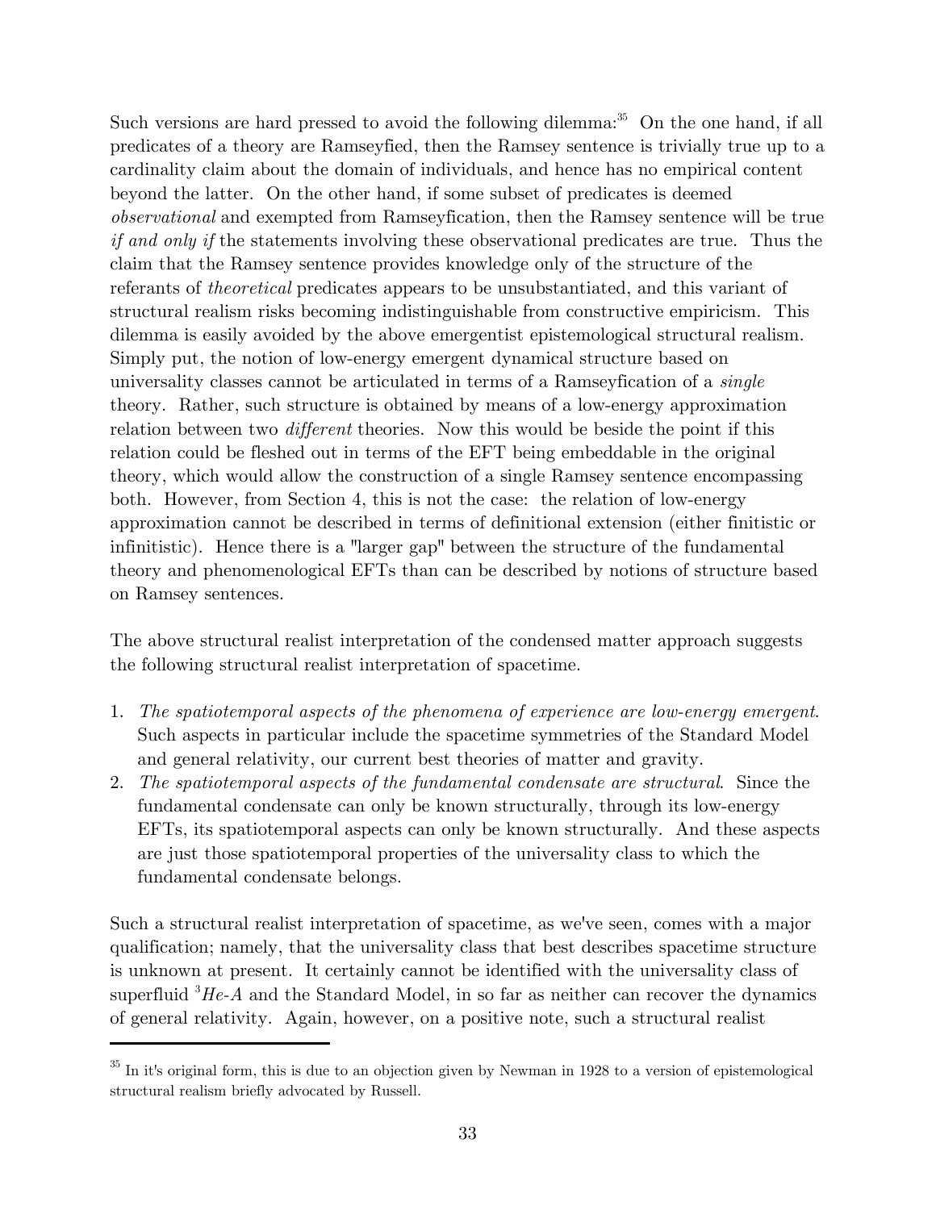Such versions are hard pressed to avoid the following dilemma:[35] On the one hand, if all predicates of a theory are Ramseyfied, then the Ramsey sentence is trivially true up to a cardinality claim about the domain of individuals, and hence has no empirical content beyond the latter. On the other hand, if some subset of predicates is deemed *observational* and exempted from Ramseyfication, then the Ramsey sentence will be true *if and only if* the statements involving these observational predicates are true. Thus the claim that the Ramsey sentence provides knowledge only of the structure of the referants of *theoretical* predicates appears to be unsubstantiated, and this variant of structural realism risks becoming indistinguishable from constructive empiricism. This dilemma is easily avoided by the above emergentist epistemological structural realism. Simply put, the notion of low-energy emergent dynamical structure based on universality classes cannot be articulated in terms of a Ramseyfication of a *single* theory. Rather, such structure is obtained by means of a low-energy approximation relation between two *different* theories. Now this would be beside the point if this relation could be fleshed out in terms of the EFT being embeddable in the original theory, which would allow the construction of a single Ramsey sentence encompassing both. However, from Section 4, this is not the case: the relation of low-energy approximation cannot be described in terms of definitional extension (either finitistic or infinitistic). Hence there is a "larger gap" between the structure of the fundamental theory and phenomenological EFTs than can be described by notions of structure based on Ramsey sentences.

The above structural realist interpretation of the condensed matter approach suggests the following structural realist interpretation of spacetime.

1. *The spatiotemporal aspects of the phenomena of experience are low-energy emergent.* Such aspects in particular include the spacetime symmetries of the Standard Model and general relativity, our current best theories of matter and gravity.
2. *The spatiotemporal aspects of the fundamental condensate are structural.* Since the fundamental condensate can only be known structurally, through its low-energy EFTs, its spatiotemporal aspects can only be known structurally. And these aspects are just those spatiotemporal properties of the universality class to which the fundamental condensate belongs.

Such a structural realist interpretation of spacetime, as we've seen, comes with a major qualification; namely, that the universality class that best describes spacetime structure is unknown at present. It certainly cannot be identified with the universality class of superfluid $^3$*He-A* and the Standard Model, in so far as neither can recover the dynamics of general relativity. Again, however, on a positive note, such a structural realist

[35] In it's original form, this is due to an objection given by Newman in 1928 to a version of epistemological structural realism briefly advocated by Russell.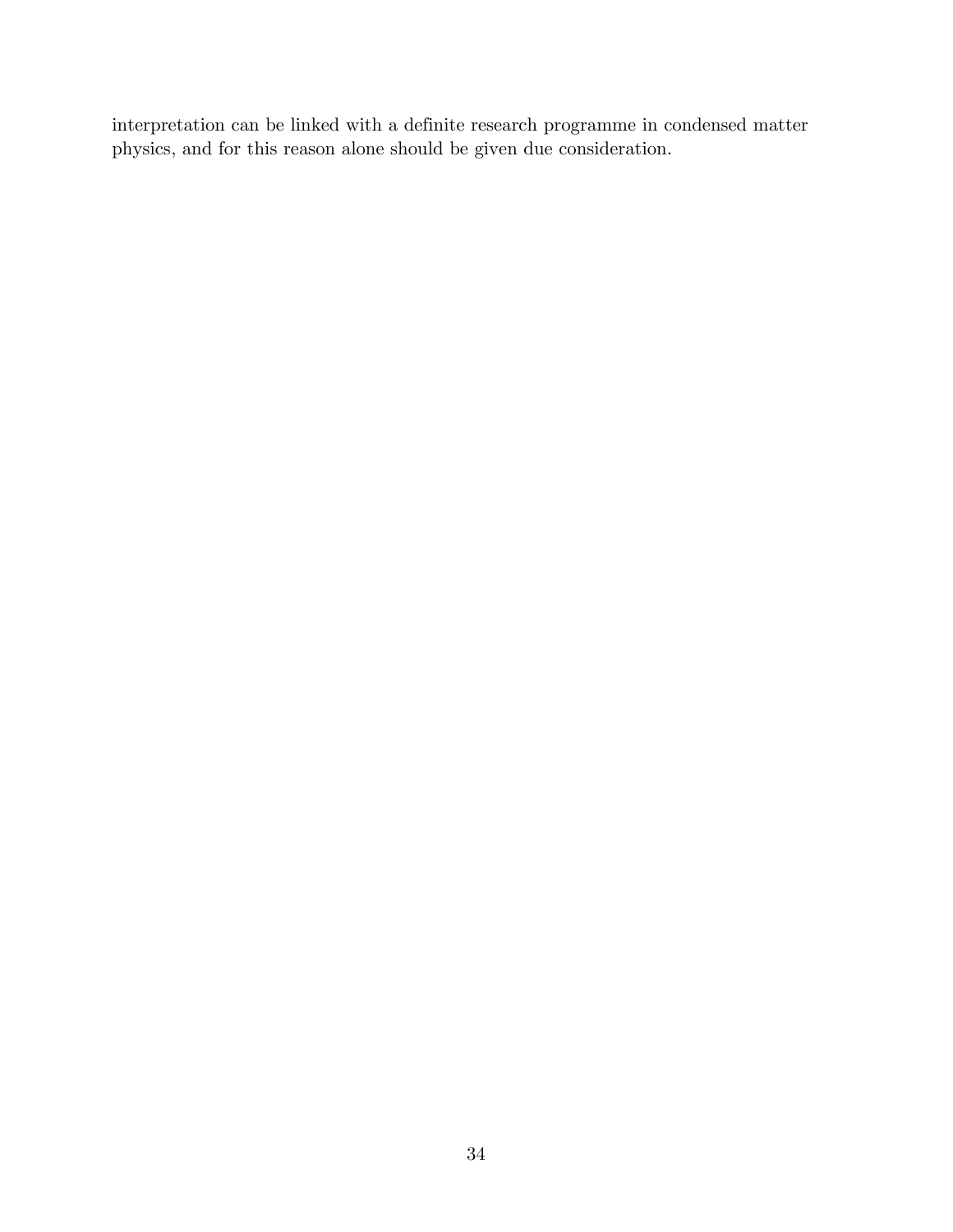interpretation can be linked with a definite research programme in condensed matter physics, and for this reason alone should be given due consideration.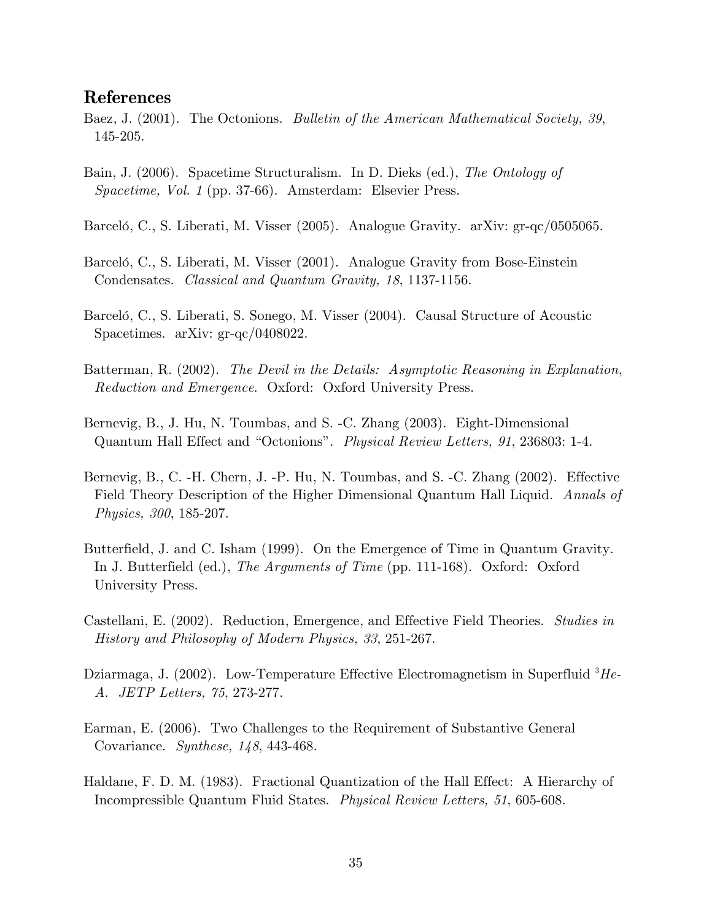## References

Baez, J. (2001). The Octonions. *Bulletin of the American Mathematical Society, 39*, 145-205.

Bain, J. (2006). Spacetime Structuralism. In D. Dieks (ed.), *The Ontology of Spacetime, Vol. 1* (pp. 37-66). Amsterdam: Elsevier Press.

Barceló, C., S. Liberati, M. Visser (2005). Analogue Gravity. arXiv: gr-qc/0505065.

Barceló, C., S. Liberati, M. Visser (2001). Analogue Gravity from Bose-Einstein Condensates. *Classical and Quantum Gravity, 18*, 1137-1156.

Barceló, C., S. Liberati, S. Sonego, M. Visser (2004). Causal Structure of Acoustic Spacetimes. arXiv: gr-qc/0408022.

Batterman, R. (2002). *The Devil in the Details: Asymptotic Reasoning in Explanation, Reduction and Emergence*. Oxford: Oxford University Press.

Bernevig, B., J. Hu, N. Toumbas, and S. -C. Zhang (2003). Eight-Dimensional Quantum Hall Effect and "Octonions". *Physical Review Letters, 91*, 236803: 1-4.

Bernevig, B., C. -H. Chern, J. -P. Hu, N. Toumbas, and S. -C. Zhang (2002). Effective Field Theory Description of the Higher Dimensional Quantum Hall Liquid. *Annals of Physics, 300*, 185-207.

Butterfield, J. and C. Isham (1999). On the Emergence of Time in Quantum Gravity. In J. Butterfield (ed.), *The Arguments of Time* (pp. 111-168). Oxford: Oxford University Press.

Castellani, E. (2002). Reduction, Emergence, and Effective Field Theories. *Studies in History and Philosophy of Modern Physics, 33*, 251-267.

Dziarmaga, J. (2002). Low-Temperature Effective Electromagnetism in Superfluid $^3$*He-A*. *JETP Letters, 75*, 273-277.

Earman, E. (2006). Two Challenges to the Requirement of Substantive General Covariance. *Synthese, 148*, 443-468.

Haldane, F. D. M. (1983). Fractional Quantization of the Hall Effect: A Hierarchy of Incompressible Quantum Fluid States. *Physical Review Letters, 51*, 605-608.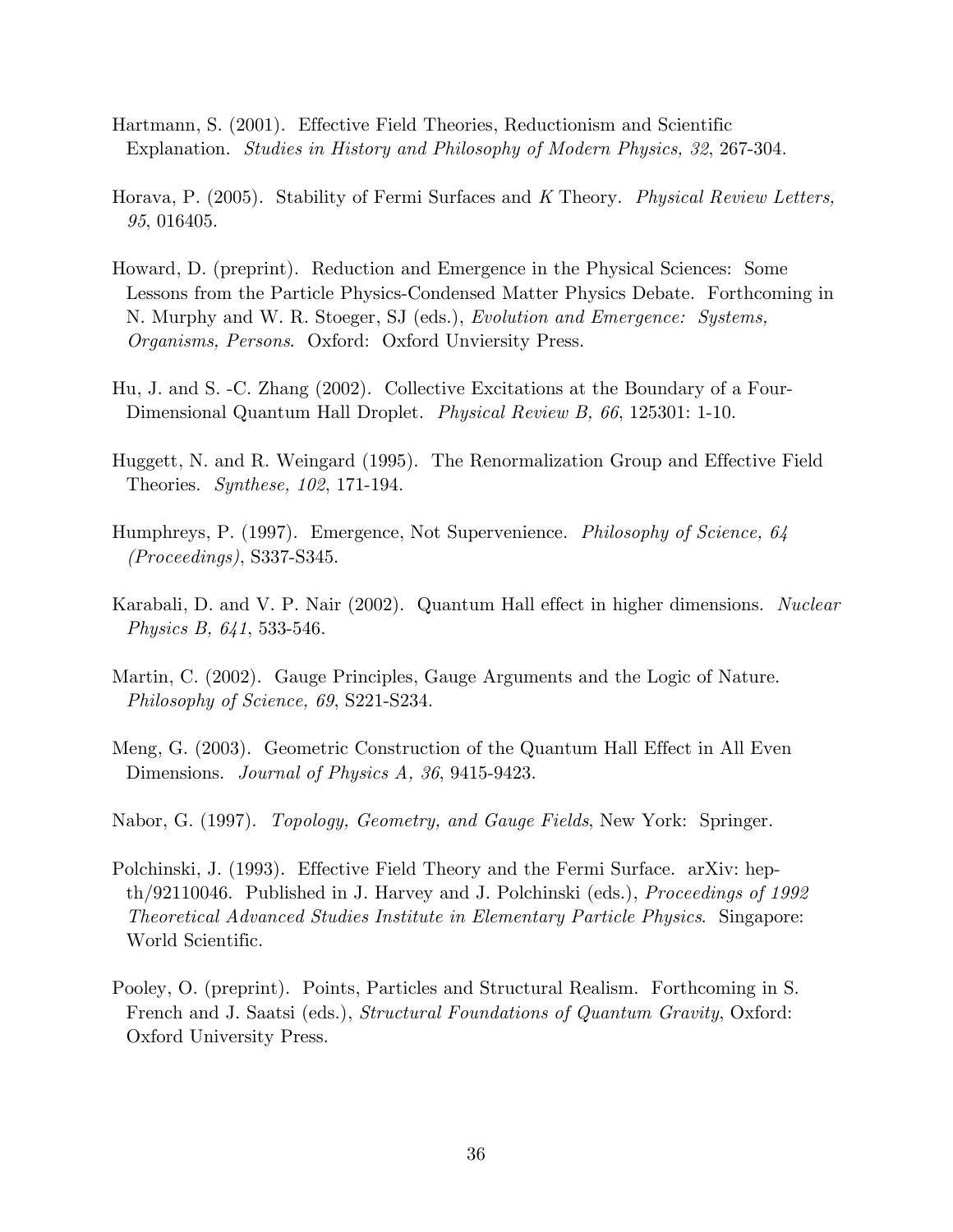Hartmann, S. (2001). Effective Field Theories, Reductionism and Scientific Explanation. *Studies in History and Philosophy of Modern Physics, 32*, 267-304.

Horava, P. (2005). Stability of Fermi Surfaces and *K* Theory. *Physical Review Letters, 95*, 016405.

Howard, D. (preprint). Reduction and Emergence in the Physical Sciences: Some Lessons from the Particle Physics-Condensed Matter Physics Debate. Forthcoming in N. Murphy and W. R. Stoeger, SJ (eds.), *Evolution and Emergence: Systems, Organisms, Persons*. Oxford: Oxford Unviersity Press.

Hu, J. and S. -C. Zhang (2002). Collective Excitations at the Boundary of a Four-Dimensional Quantum Hall Droplet. *Physical Review B, 66*, 125301: 1-10.

Huggett, N. and R. Weingard (1995). The Renormalization Group and Effective Field Theories. *Synthese, 102*, 171-194.

Humphreys, P. (1997). Emergence, Not Supervenience. *Philosophy of Science, 64 (Proceedings)*, S337-S345.

Karabali, D. and V. P. Nair (2002). Quantum Hall effect in higher dimensions. *Nuclear Physics B, 641*, 533-546.

Martin, C. (2002). Gauge Principles, Gauge Arguments and the Logic of Nature. *Philosophy of Science, 69*, S221-S234.

Meng, G. (2003). Geometric Construction of the Quantum Hall Effect in All Even Dimensions. *Journal of Physics A, 36*, 9415-9423.

Nabor, G. (1997). *Topology, Geometry, and Gauge Fields*, New York: Springer.

Polchinski, J. (1993). Effective Field Theory and the Fermi Surface. arXiv: hep-th/92110046. Published in J. Harvey and J. Polchinski (eds.), *Proceedings of 1992 Theoretical Advanced Studies Institute in Elementary Particle Physics*. Singapore: World Scientific.

Pooley, O. (preprint). Points, Particles and Structural Realism. Forthcoming in S. French and J. Saatsi (eds.), *Structural Foundations of Quantum Gravity*, Oxford: Oxford University Press.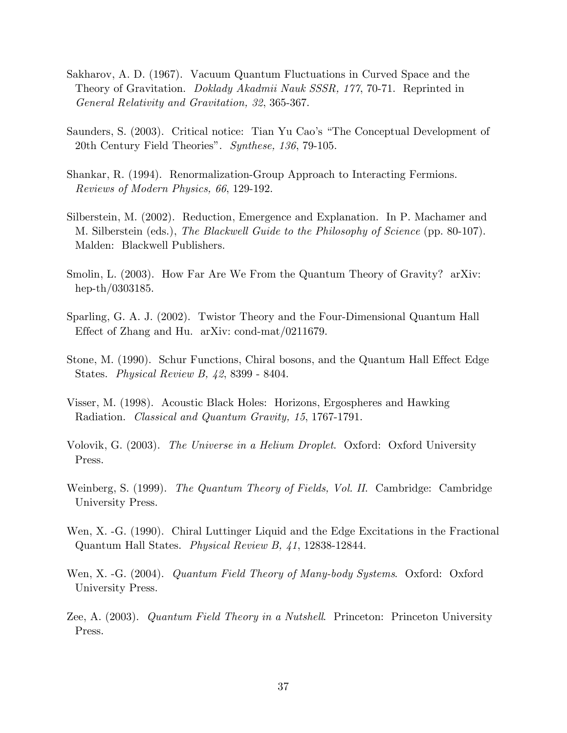Sakharov, A. D. (1967). Vacuum Quantum Fluctuations in Curved Space and the Theory of Gravitation. *Doklady Akadmii Nauk SSSR, 177*, 70-71. Reprinted in *General Relativity and Gravitation, 32*, 365-367.

Saunders, S. (2003). Critical notice: Tian Yu Cao's "The Conceptual Development of 20th Century Field Theories". *Synthese, 136*, 79-105.

Shankar, R. (1994). Renormalization-Group Approach to Interacting Fermions. *Reviews of Modern Physics, 66*, 129-192.

Silberstein, M. (2002). Reduction, Emergence and Explanation. In P. Machamer and M. Silberstein (eds.), *The Blackwell Guide to the Philosophy of Science* (pp. 80-107). Malden: Blackwell Publishers.

Smolin, L. (2003). How Far Are We From the Quantum Theory of Gravity? arXiv: hep-th/0303185.

Sparling, G. A. J. (2002). Twistor Theory and the Four-Dimensional Quantum Hall Effect of Zhang and Hu. arXiv: cond-mat/0211679.

Stone, M. (1990). Schur Functions, Chiral bosons, and the Quantum Hall Effect Edge States. *Physical Review B, 42*, 8399 - 8404.

Visser, M. (1998). Acoustic Black Holes: Horizons, Ergospheres and Hawking Radiation. *Classical and Quantum Gravity, 15*, 1767-1791.

Volovik, G. (2003). *The Universe in a Helium Droplet*. Oxford: Oxford University Press.

Weinberg, S. (1999). *The Quantum Theory of Fields, Vol. II*. Cambridge: Cambridge University Press.

Wen, X. -G. (1990). Chiral Luttinger Liquid and the Edge Excitations in the Fractional Quantum Hall States. *Physical Review B, 41*, 12838-12844.

Wen, X. -G. (2004). *Quantum Field Theory of Many-body Systems*. Oxford: Oxford University Press.

Zee, A. (2003). *Quantum Field Theory in a Nutshell*. Princeton: Princeton University Press.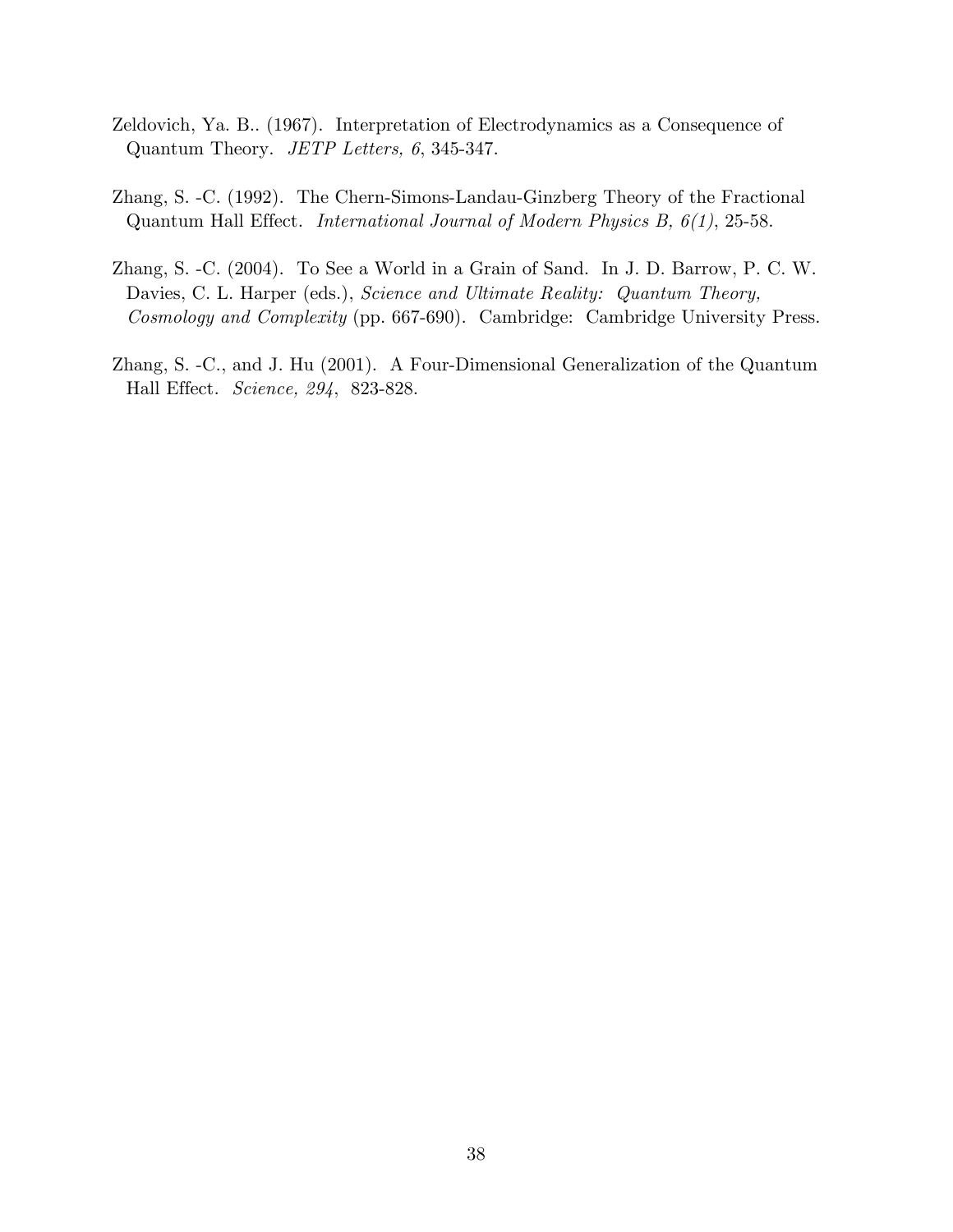Zeldovich, Ya. B.. (1967). Interpretation of Electrodynamics as a Consequence of Quantum Theory. *JETP Letters, 6*, 345-347.

Zhang, S. -C. (1992). The Chern-Simons-Landau-Ginzberg Theory of the Fractional Quantum Hall Effect. *International Journal of Modern Physics B, 6(1)*, 25-58.

Zhang, S. -C. (2004). To See a World in a Grain of Sand. In J. D. Barrow, P. C. W. Davies, C. L. Harper (eds.), *Science and Ultimate Reality: Quantum Theory, Cosmology and Complexity* (pp. 667-690). Cambridge: Cambridge University Press.

Zhang, S. -C., and J. Hu (2001). A Four-Dimensional Generalization of the Quantum Hall Effect. *Science, 294*, 823-828.